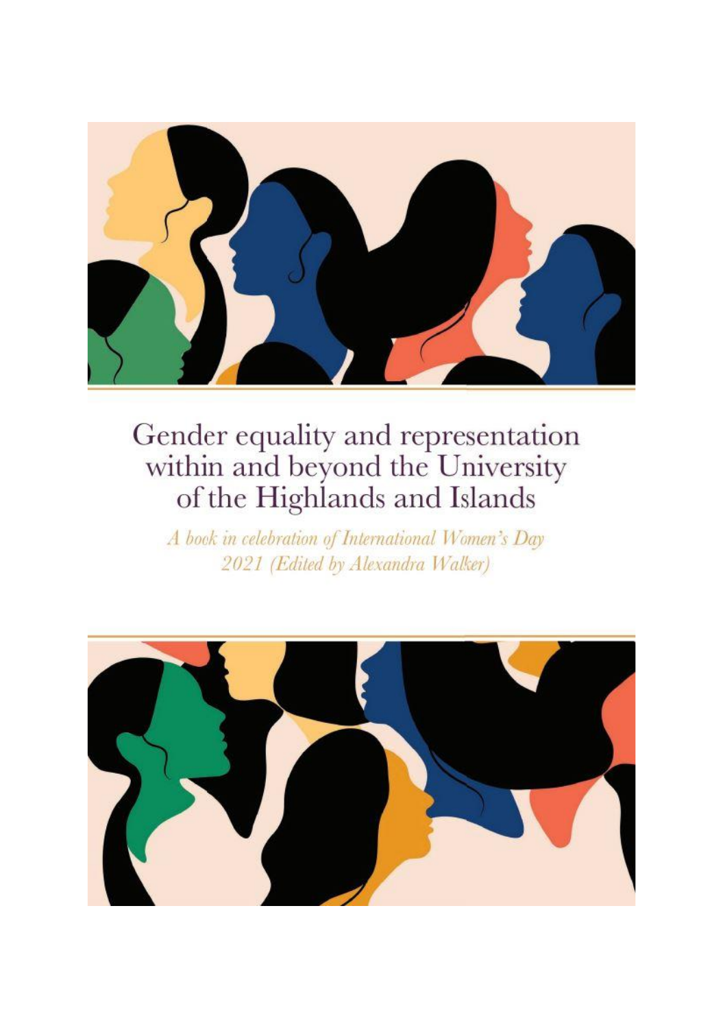# Gender equality and representation within and beyond the University of the Highlands and Islands

*A book in celebration of International Women's Day 2021 (Edited by Alexandra Walker)*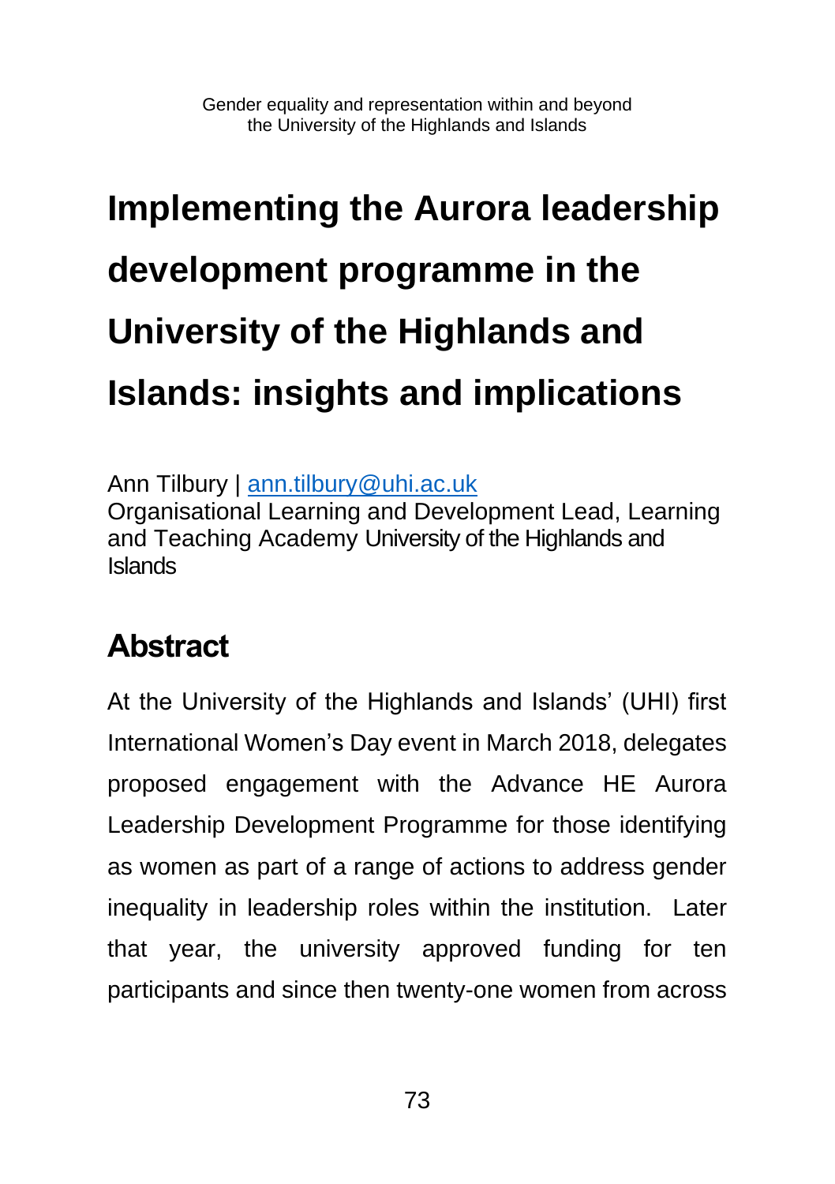# Implementing the Aurora leadership development programme in the University of the Highlands and Islands: insights and implications

Ann Tilbury | ann.tilbury@uhi.ac.uk
Organisational Learning and Development Lead, Learning and Teaching Academy University of the Highlands and Islands

## Abstract

At the University of the Highlands and Islands' (UHI) first International Women's Day event in March 2018, delegates proposed engagement with the Advance HE Aurora Leadership Development Programme for those identifying as women as part of a range of actions to address gender inequality in leadership roles within the institution. Later that year, the university approved funding for ten participants and since then twenty-one women from across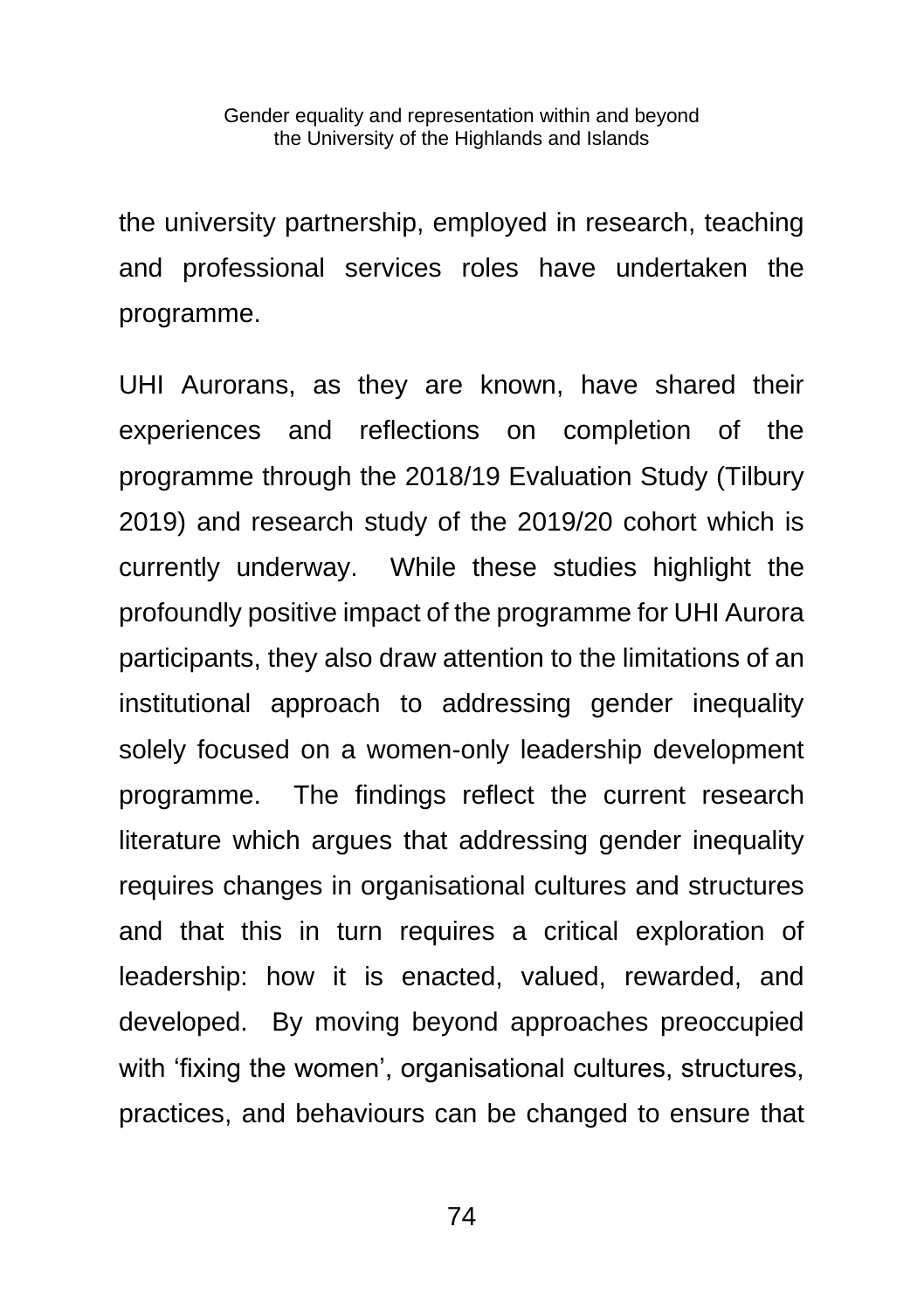the university partnership, employed in research, teaching and professional services roles have undertaken the programme.

UHI Aurorans, as they are known, have shared their experiences and reflections on completion of the programme through the 2018/19 Evaluation Study (Tilbury 2019) and research study of the 2019/20 cohort which is currently underway. While these studies highlight the profoundly positive impact of the programme for UHI Aurora participants, they also draw attention to the limitations of an institutional approach to addressing gender inequality solely focused on a women-only leadership development programme. The findings reflect the current research literature which argues that addressing gender inequality requires changes in organisational cultures and structures and that this in turn requires a critical exploration of leadership: how it is enacted, valued, rewarded, and developed. By moving beyond approaches preoccupied with 'fixing the women', organisational cultures, structures, practices, and behaviours can be changed to ensure that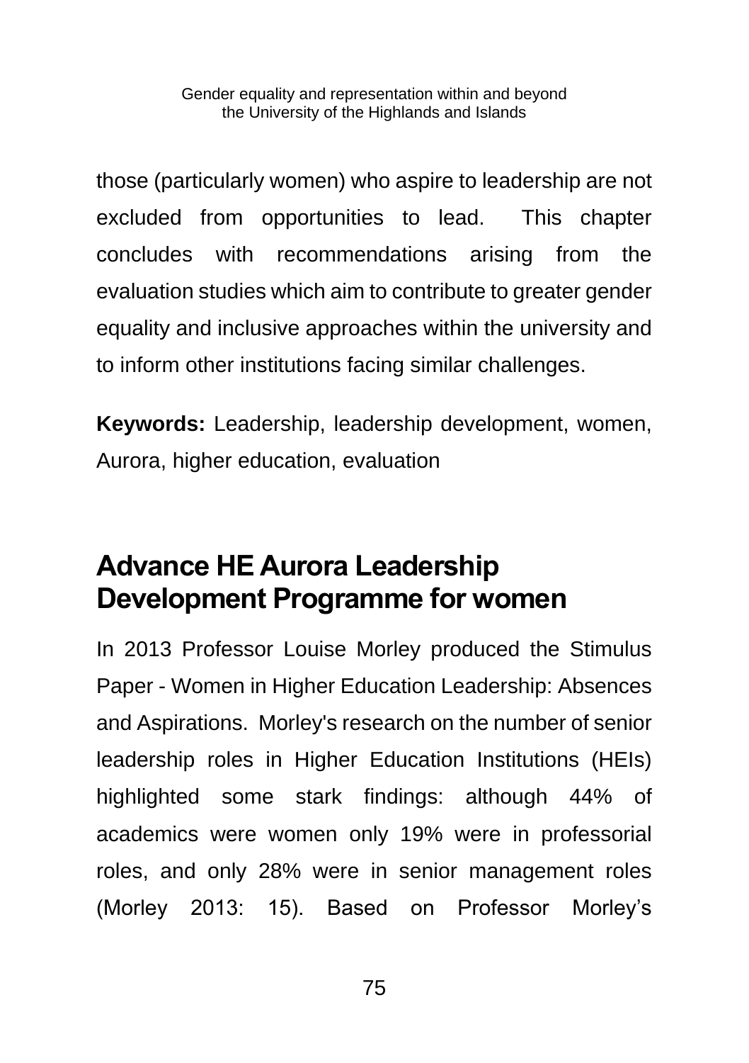those (particularly women) who aspire to leadership are not excluded from opportunities to lead. This chapter concludes with recommendations arising from the evaluation studies which aim to contribute to greater gender equality and inclusive approaches within the university and to inform other institutions facing similar challenges.

**Keywords:** Leadership, leadership development, women, Aurora, higher education, evaluation

## Advance HE Aurora Leadership Development Programme for women

In 2013 Professor Louise Morley produced the Stimulus Paper - Women in Higher Education Leadership: Absences and Aspirations. Morley's research on the number of senior leadership roles in Higher Education Institutions (HEIs) highlighted some stark findings: although 44% of academics were women only 19% were in professorial roles, and only 28% were in senior management roles (Morley 2013: 15). Based on Professor Morley's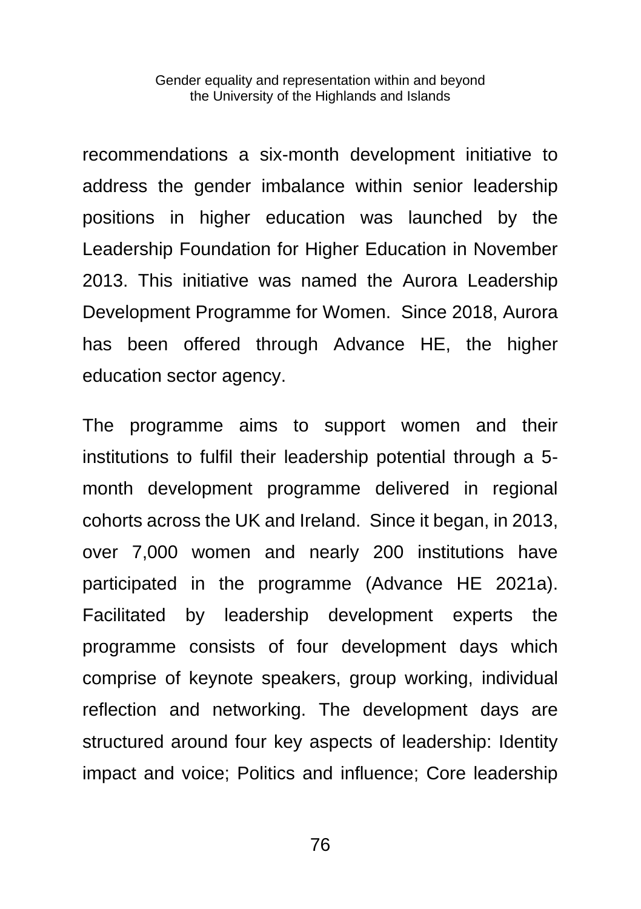recommendations a six-month development initiative to address the gender imbalance within senior leadership positions in higher education was launched by the Leadership Foundation for Higher Education in November 2013. This initiative was named the Aurora Leadership Development Programme for Women. Since 2018, Aurora has been offered through Advance HE, the higher education sector agency.

The programme aims to support women and their institutions to fulfil their leadership potential through a 5-month development programme delivered in regional cohorts across the UK and Ireland. Since it began, in 2013, over 7,000 women and nearly 200 institutions have participated in the programme (Advance HE 2021a). Facilitated by leadership development experts the programme consists of four development days which comprise of keynote speakers, group working, individual reflection and networking. The development days are structured around four key aspects of leadership: Identity impact and voice; Politics and influence; Core leadership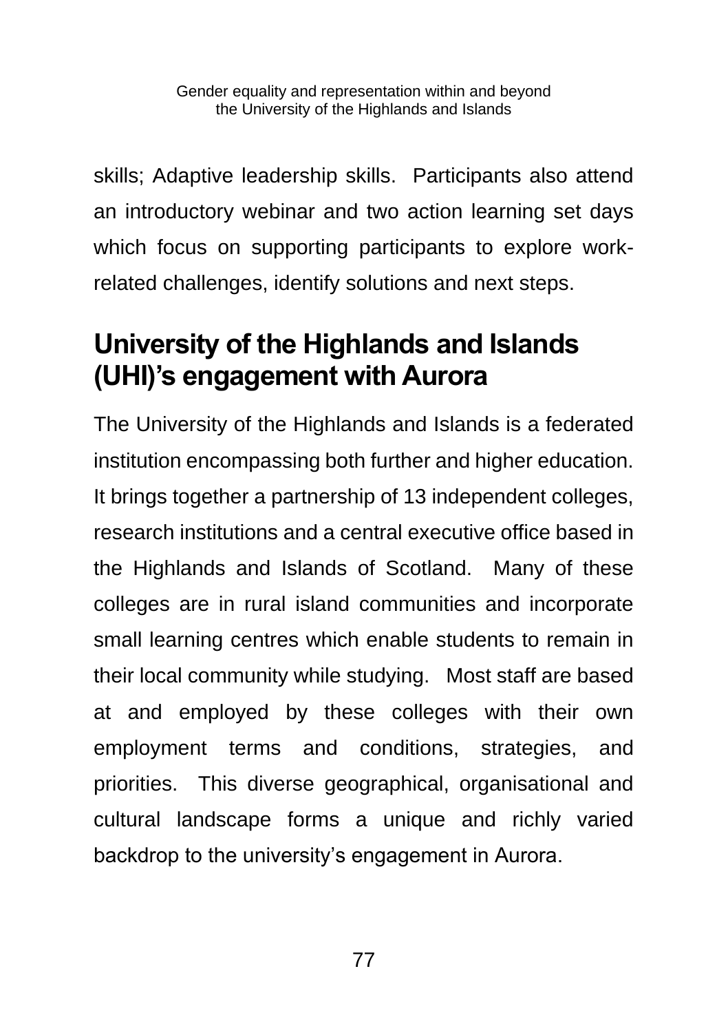skills; Adaptive leadership skills. Participants also attend an introductory webinar and two action learning set days which focus on supporting participants to explore work-related challenges, identify solutions and next steps.

## University of the Highlands and Islands (UHI)'s engagement with Aurora

The University of the Highlands and Islands is a federated institution encompassing both further and higher education. It brings together a partnership of 13 independent colleges, research institutions and a central executive office based in the Highlands and Islands of Scotland. Many of these colleges are in rural island communities and incorporate small learning centres which enable students to remain in their local community while studying. Most staff are based at and employed by these colleges with their own employment terms and conditions, strategies, and priorities. This diverse geographical, organisational and cultural landscape forms a unique and richly varied backdrop to the university's engagement in Aurora.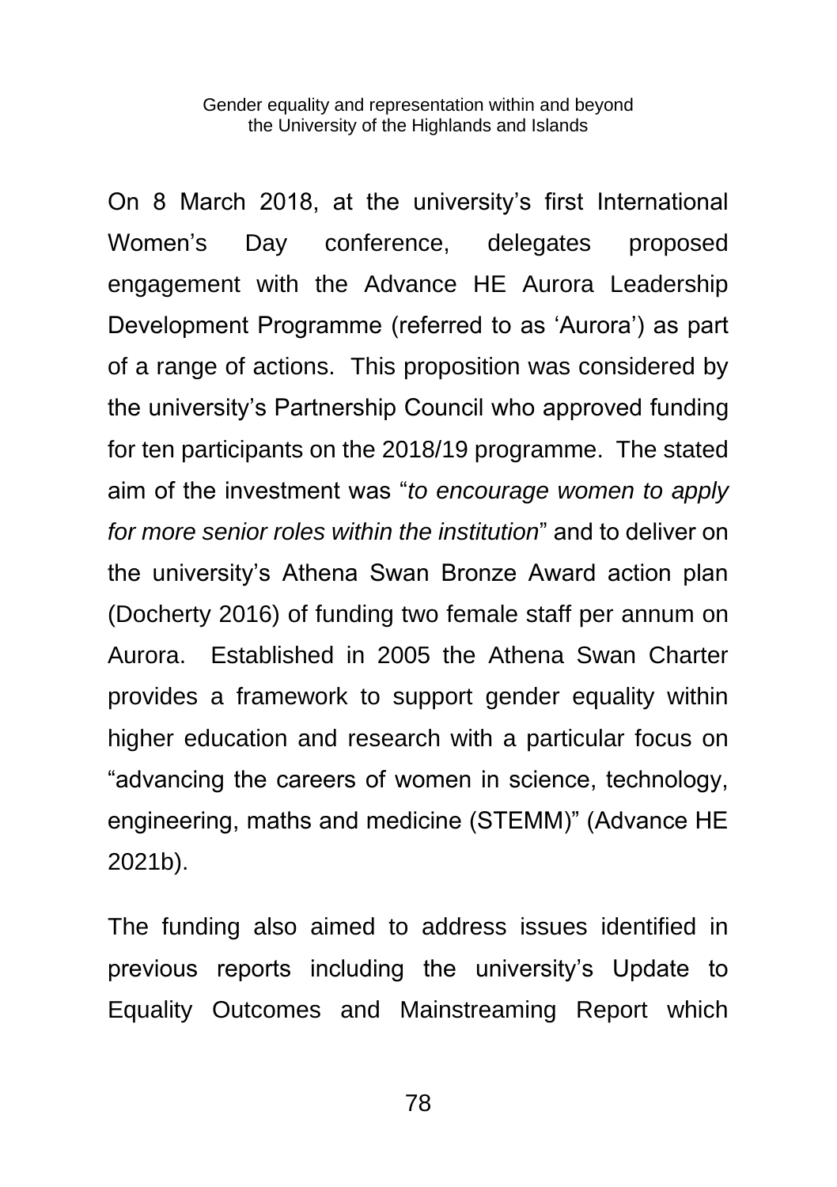On 8 March 2018, at the university's first International Women's Day conference, delegates proposed engagement with the Advance HE Aurora Leadership Development Programme (referred to as 'Aurora') as part of a range of actions. This proposition was considered by the university's Partnership Council who approved funding for ten participants on the 2018/19 programme. The stated aim of the investment was "*to encourage women to apply for more senior roles within the institution*" and to deliver on the university's Athena Swan Bronze Award action plan (Docherty 2016) of funding two female staff per annum on Aurora. Established in 2005 the Athena Swan Charter provides a framework to support gender equality within higher education and research with a particular focus on "advancing the careers of women in science, technology, engineering, maths and medicine (STEMM)" (Advance HE 2021b).

The funding also aimed to address issues identified in previous reports including the university's Update to Equality Outcomes and Mainstreaming Report which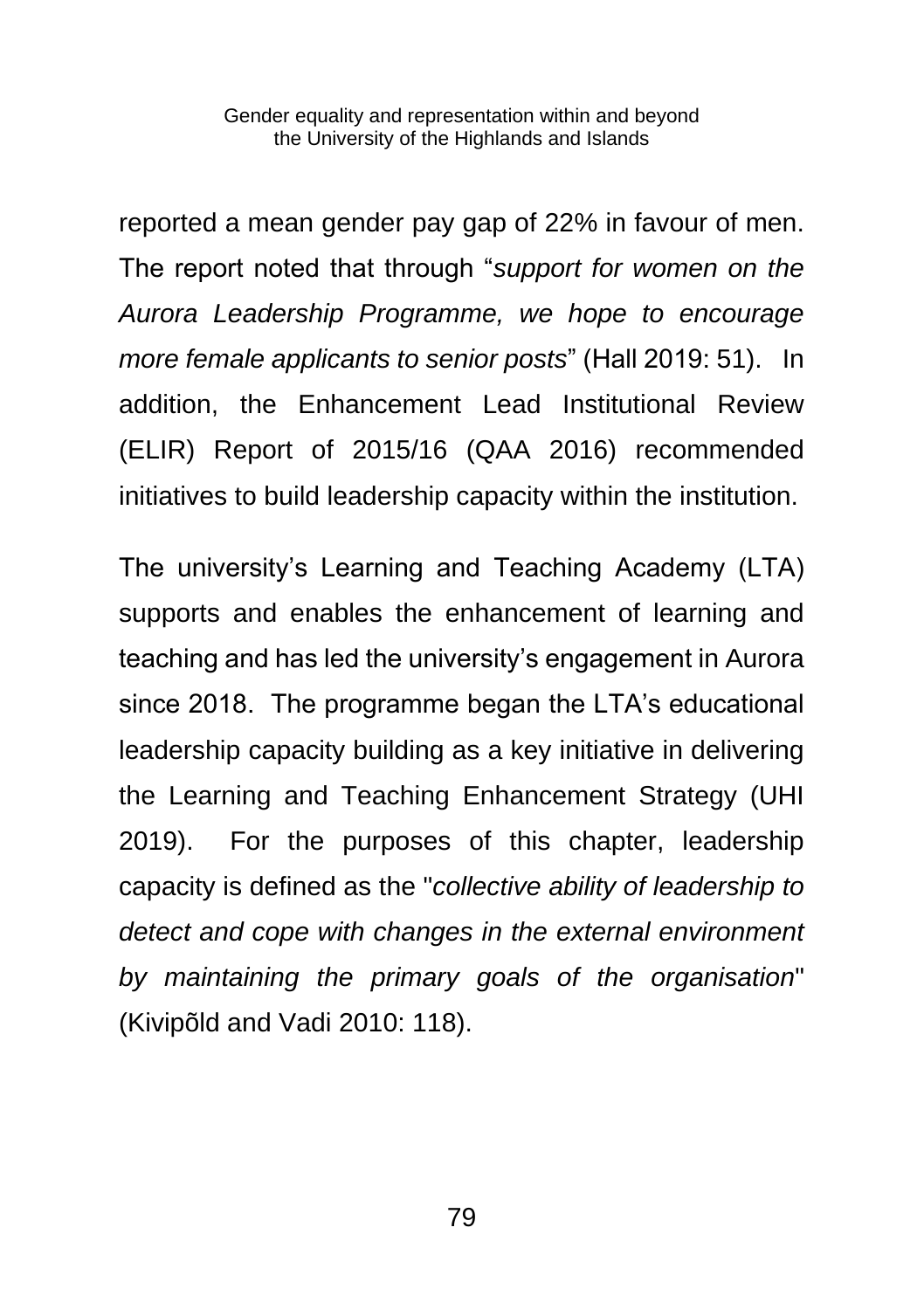reported a mean gender pay gap of 22% in favour of men. The report noted that through "*support for women on the Aurora Leadership Programme, we hope to encourage more female applicants to senior posts*" (Hall 2019: 51). In addition, the Enhancement Lead Institutional Review (ELIR) Report of 2015/16 (QAA 2016) recommended initiatives to build leadership capacity within the institution.

The university's Learning and Teaching Academy (LTA) supports and enables the enhancement of learning and teaching and has led the university's engagement in Aurora since 2018. The programme began the LTA's educational leadership capacity building as a key initiative in delivering the Learning and Teaching Enhancement Strategy (UHI 2019). For the purposes of this chapter, leadership capacity is defined as the "*collective ability of leadership to detect and cope with changes in the external environment by maintaining the primary goals of the organisation*" (Kivipõld and Vadi 2010: 118).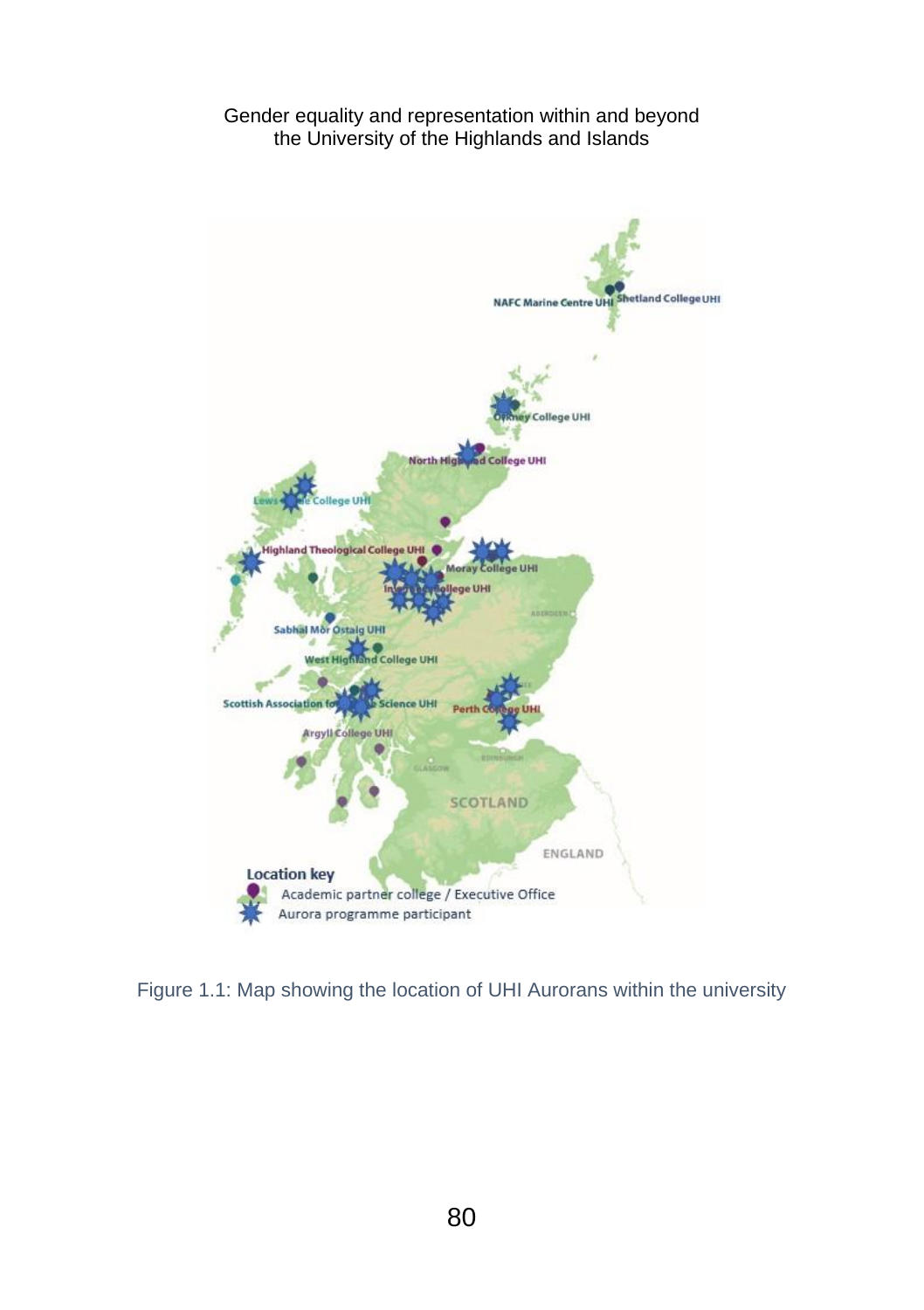Figure 1.1: Map showing the location of UHI Aurorans within the university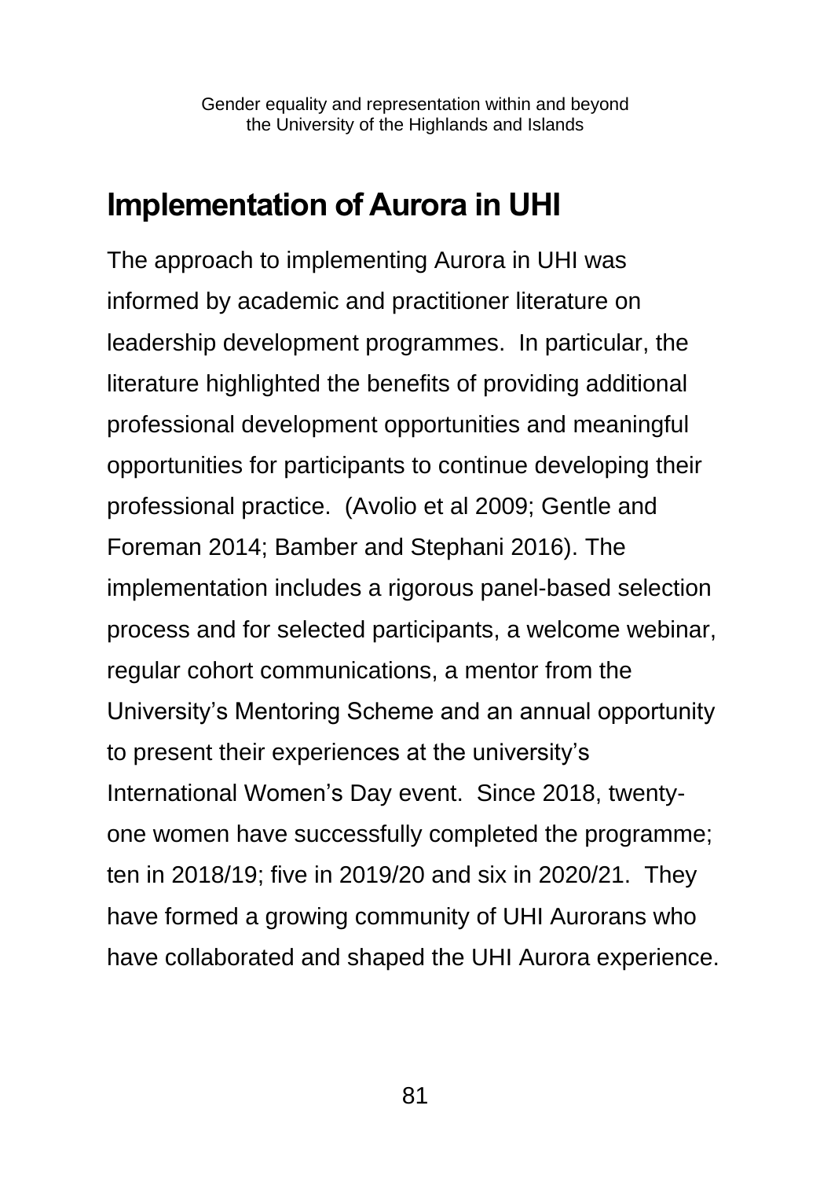## Implementation of Aurora in UHI

The approach to implementing Aurora in UHI was informed by academic and practitioner literature on leadership development programmes. In particular, the literature highlighted the benefits of providing additional professional development opportunities and meaningful opportunities for participants to continue developing their professional practice. (Avolio et al 2009; Gentle and Foreman 2014; Bamber and Stephani 2016). The implementation includes a rigorous panel-based selection process and for selected participants, a welcome webinar, regular cohort communications, a mentor from the University's Mentoring Scheme and an annual opportunity to present their experiences at the university's International Women's Day event. Since 2018, twenty-one women have successfully completed the programme; ten in 2018/19; five in 2019/20 and six in 2020/21. They have formed a growing community of UHI Aurorans who have collaborated and shaped the UHI Aurora experience.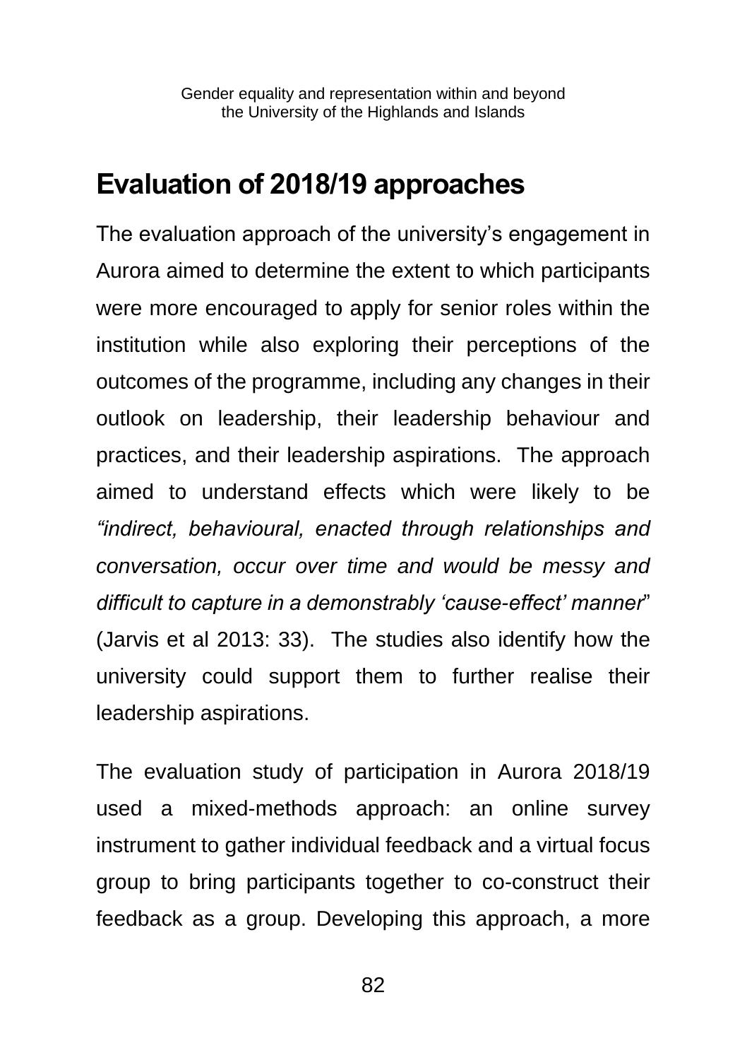## Evaluation of 2018/19 approaches

The evaluation approach of the university's engagement in Aurora aimed to determine the extent to which participants were more encouraged to apply for senior roles within the institution while also exploring their perceptions of the outcomes of the programme, including any changes in their outlook on leadership, their leadership behaviour and practices, and their leadership aspirations. The approach aimed to understand effects which were likely to be *"indirect, behavioural, enacted through relationships and conversation, occur over time and would be messy and difficult to capture in a demonstrably 'cause-effect' manner*" (Jarvis et al 2013: 33). The studies also identify how the university could support them to further realise their leadership aspirations.

The evaluation study of participation in Aurora 2018/19 used a mixed-methods approach: an online survey instrument to gather individual feedback and a virtual focus group to bring participants together to co-construct their feedback as a group. Developing this approach, a more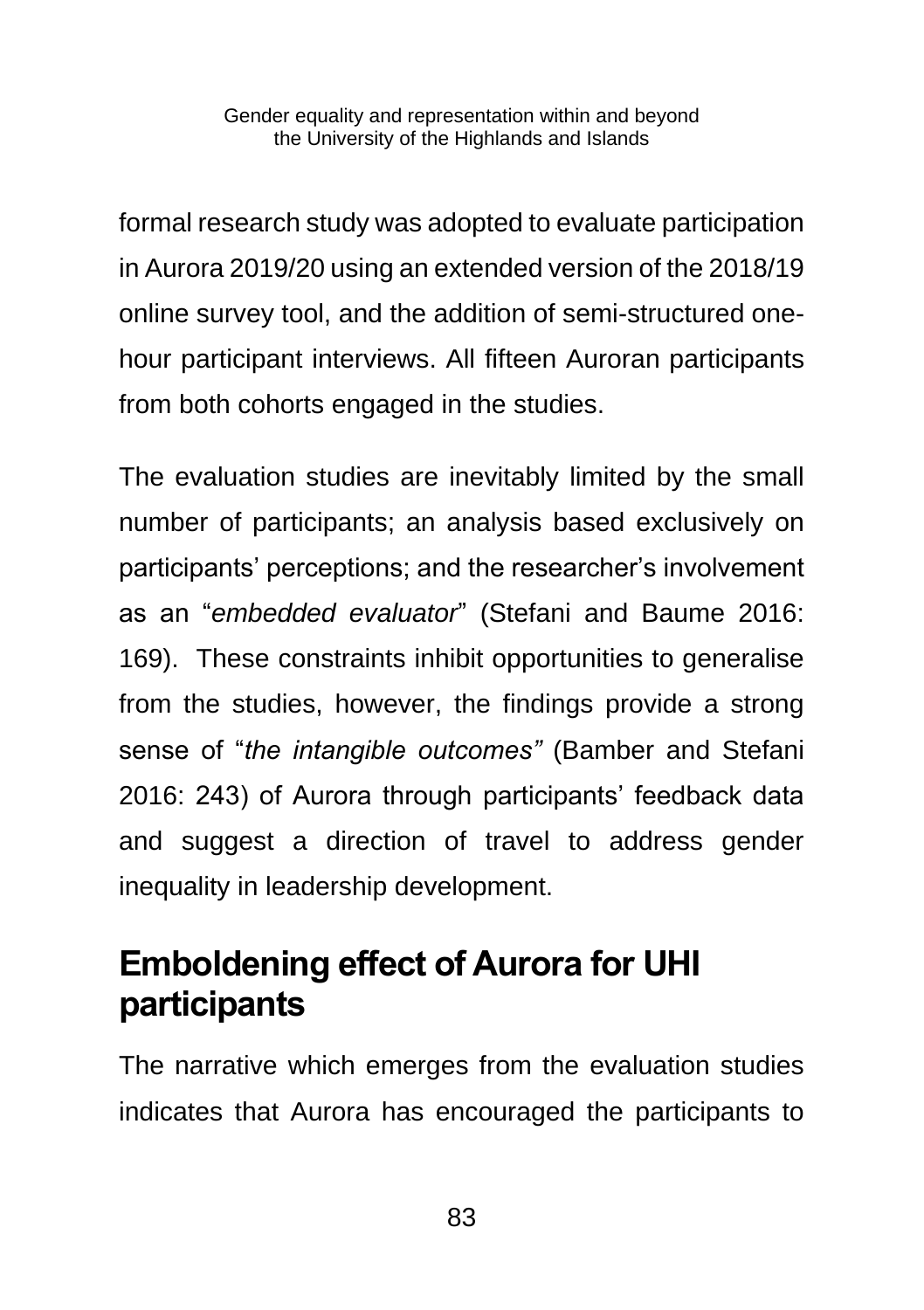formal research study was adopted to evaluate participation in Aurora 2019/20 using an extended version of the 2018/19 online survey tool, and the addition of semi-structured one-hour participant interviews. All fifteen Auroran participants from both cohorts engaged in the studies.

The evaluation studies are inevitably limited by the small number of participants; an analysis based exclusively on participants' perceptions; and the researcher's involvement as an "*embedded evaluator*" (Stefani and Baume 2016: 169). These constraints inhibit opportunities to generalise from the studies, however, the findings provide a strong sense of "*the intangible outcomes"* (Bamber and Stefani 2016: 243) of Aurora through participants' feedback data and suggest a direction of travel to address gender inequality in leadership development.

## Emboldening effect of Aurora for UHI participants

The narrative which emerges from the evaluation studies indicates that Aurora has encouraged the participants to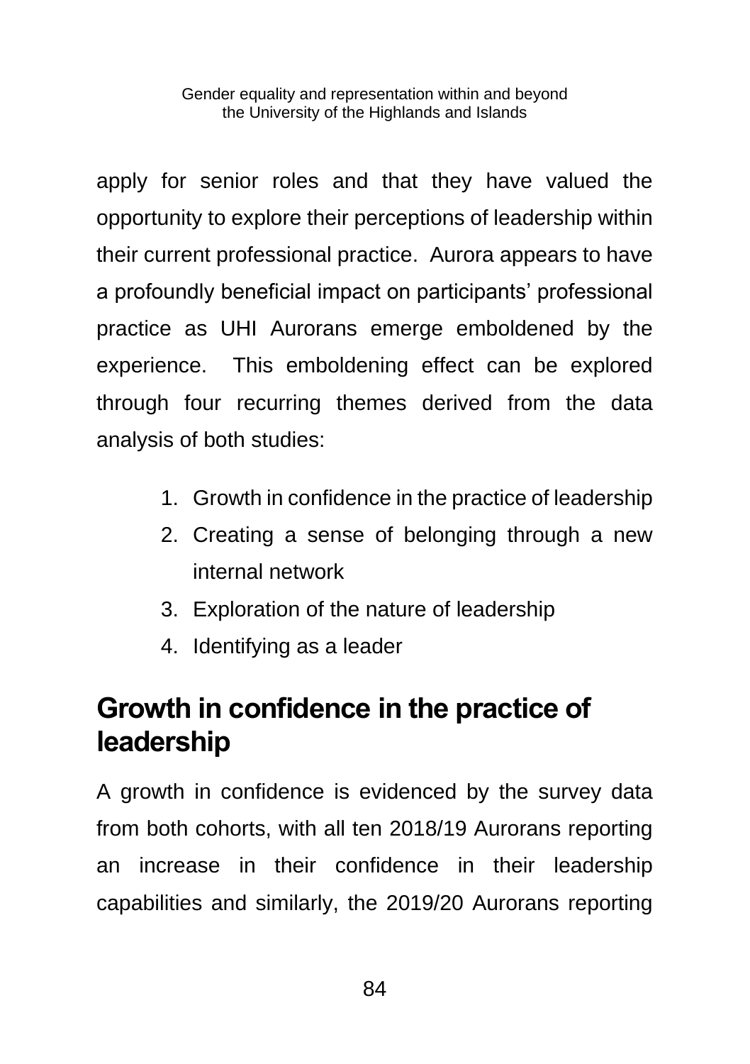apply for senior roles and that they have valued the opportunity to explore their perceptions of leadership within their current professional practice. Aurora appears to have a profoundly beneficial impact on participants' professional practice as UHI Aurorans emerge emboldened by the experience. This emboldening effect can be explored through four recurring themes derived from the data analysis of both studies:

1. Growth in confidence in the practice of leadership
2. Creating a sense of belonging through a new internal network
3. Exploration of the nature of leadership
4. Identifying as a leader

## Growth in confidence in the practice of leadership

A growth in confidence is evidenced by the survey data from both cohorts, with all ten 2018/19 Aurorans reporting an increase in their confidence in their leadership capabilities and similarly, the 2019/20 Aurorans reporting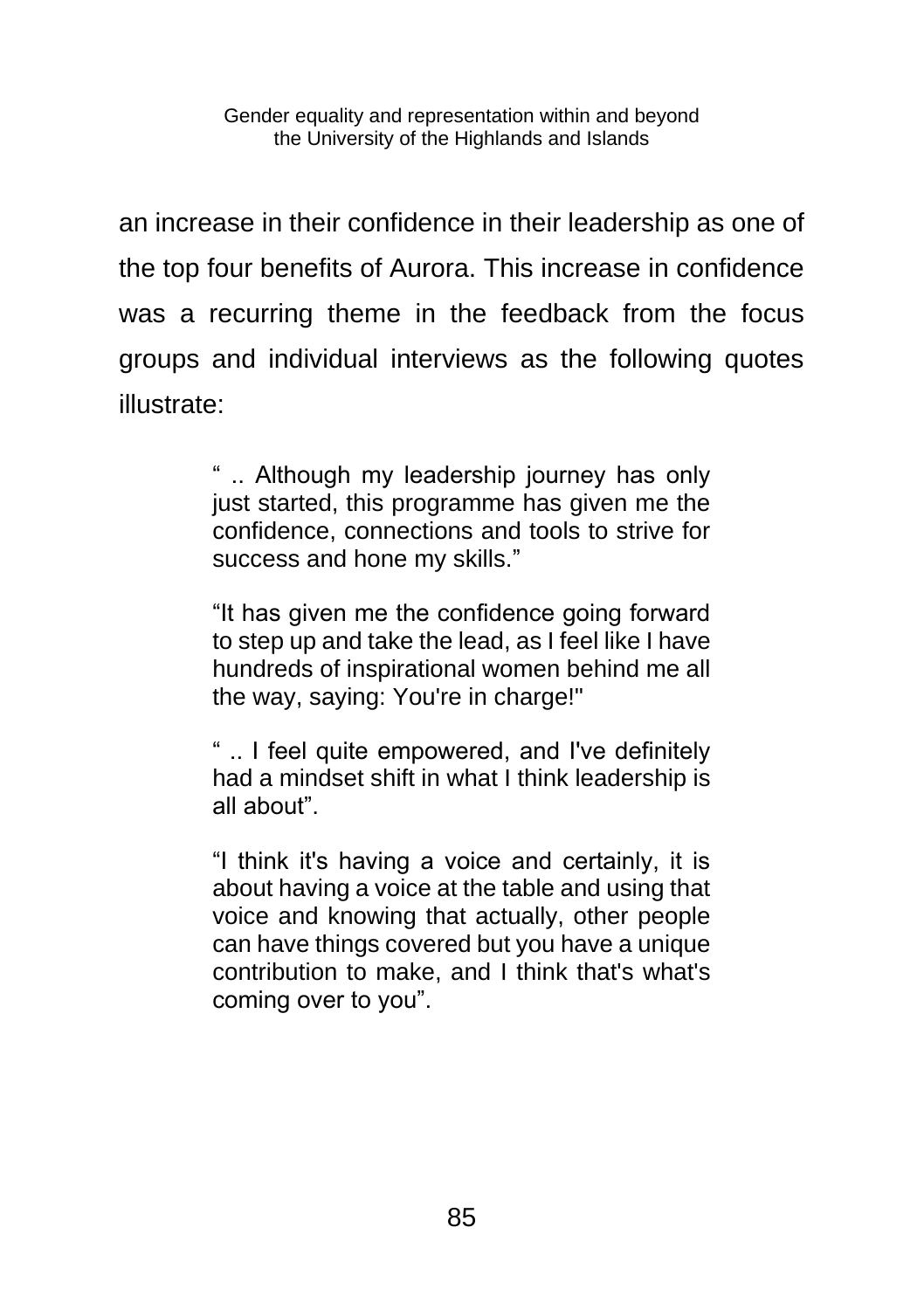an increase in their confidence in their leadership as one of the top four benefits of Aurora. This increase in confidence was a recurring theme in the feedback from the focus groups and individual interviews as the following quotes illustrate:

> " .. Although my leadership journey has only just started, this programme has given me the confidence, connections and tools to strive for success and hone my skills."

> "It has given me the confidence going forward to step up and take the lead, as I feel like I have hundreds of inspirational women behind me all the way, saying: You're in charge!"

> " .. I feel quite empowered, and I've definitely had a mindset shift in what I think leadership is all about".

> "I think it's having a voice and certainly, it is about having a voice at the table and using that voice and knowing that actually, other people can have things covered but you have a unique contribution to make, and I think that's what's coming over to you".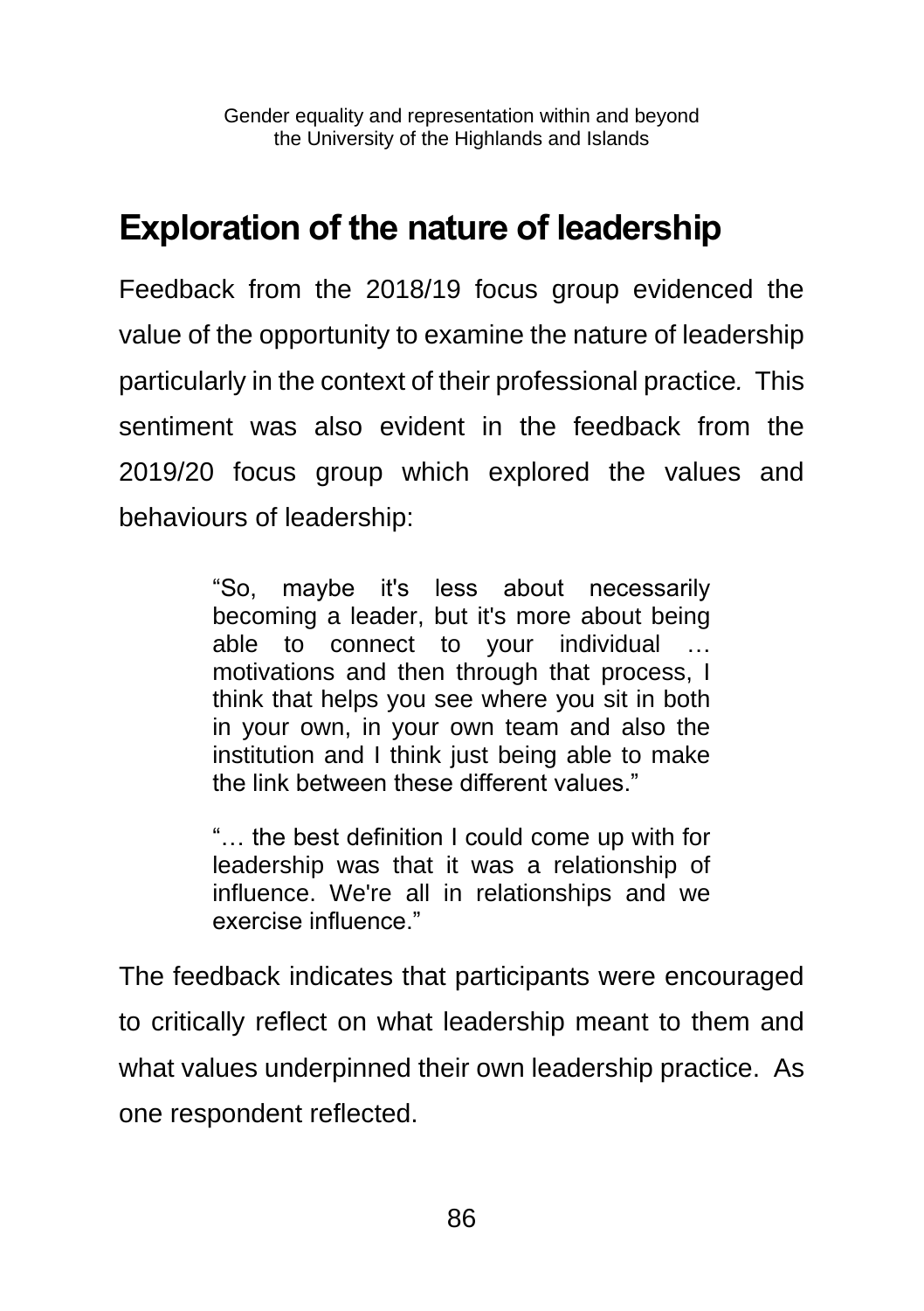## Exploration of the nature of leadership

Feedback from the 2018/19 focus group evidenced the value of the opportunity to examine the nature of leadership particularly in the context of their professional practice. This sentiment was also evident in the feedback from the 2019/20 focus group which explored the values and behaviours of leadership:

> "So, maybe it's less about necessarily becoming a leader, but it's more about being able to connect to your individual … motivations and then through that process, I think that helps you see where you sit in both in your own, in your own team and also the institution and I think just being able to make the link between these different values."

> "… the best definition I could come up with for leadership was that it was a relationship of influence. We're all in relationships and we exercise influence."

The feedback indicates that participants were encouraged to critically reflect on what leadership meant to them and what values underpinned their own leadership practice. As one respondent reflected.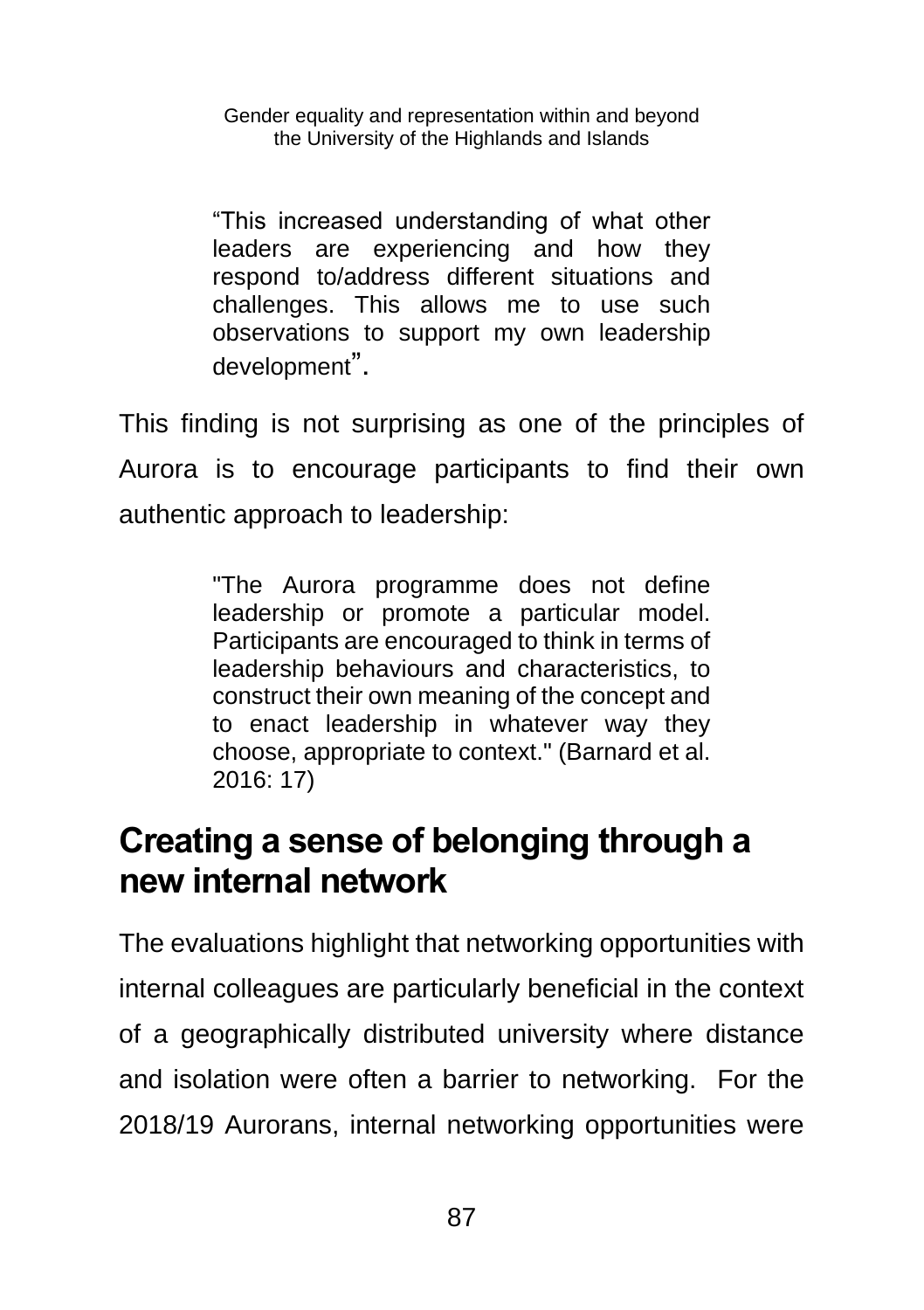> "This increased understanding of what other leaders are experiencing and how they respond to/address different situations and challenges. This allows me to use such observations to support my own leadership development".

This finding is not surprising as one of the principles of Aurora is to encourage participants to find their own authentic approach to leadership:

> "The Aurora programme does not define leadership or promote a particular model. Participants are encouraged to think in terms of leadership behaviours and characteristics, to construct their own meaning of the concept and to enact leadership in whatever way they choose, appropriate to context." (Barnard et al. 2016: 17)

## Creating a sense of belonging through a new internal network

The evaluations highlight that networking opportunities with internal colleagues are particularly beneficial in the context of a geographically distributed university where distance and isolation were often a barrier to networking. For the 2018/19 Aurorans, internal networking opportunities were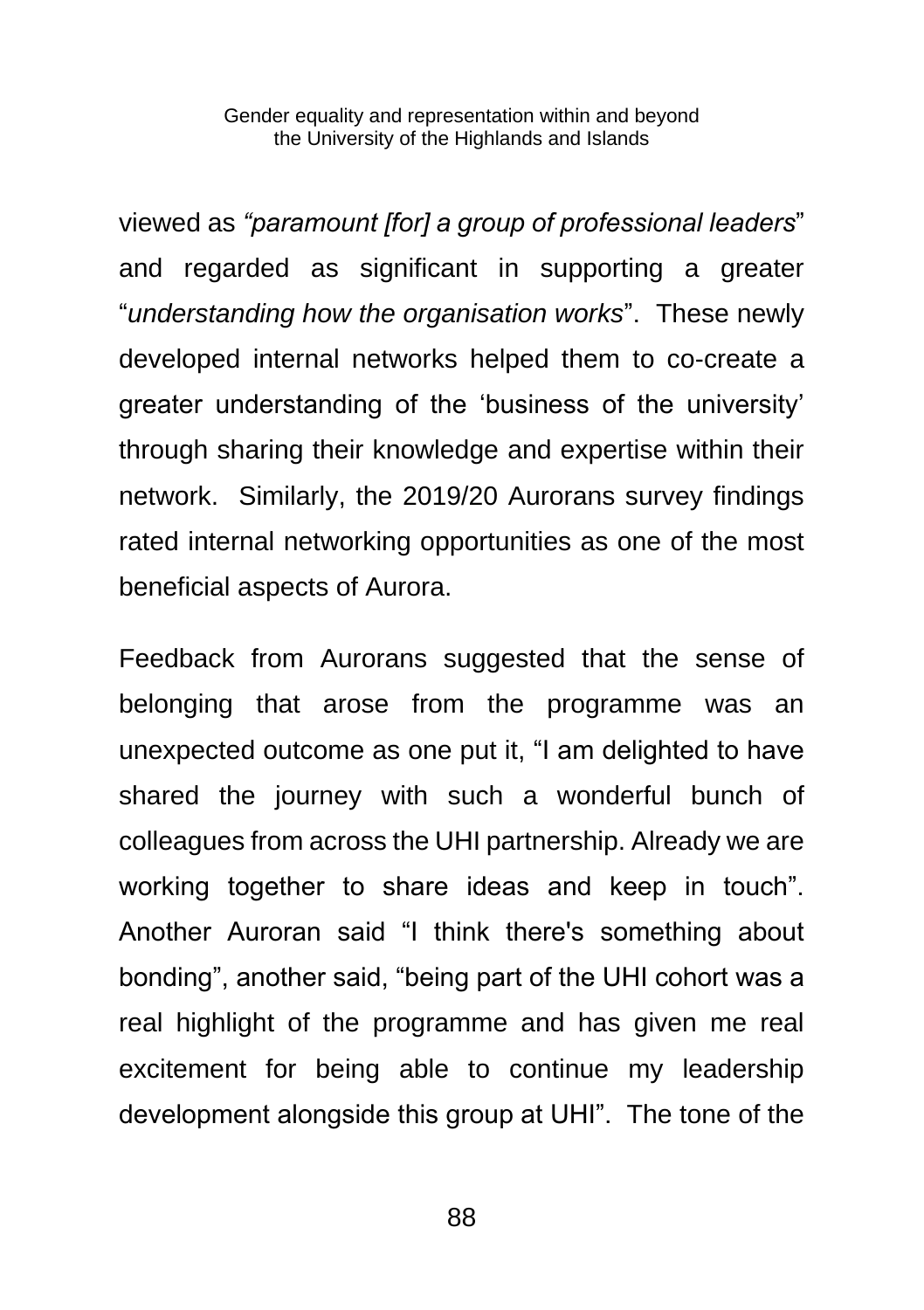viewed as *"paramount [for] a group of professional leaders*" and regarded as significant in supporting a greater "*understanding how the organisation works*". These newly developed internal networks helped them to co-create a greater understanding of the 'business of the university' through sharing their knowledge and expertise within their network. Similarly, the 2019/20 Aurorans survey findings rated internal networking opportunities as one of the most beneficial aspects of Aurora.

Feedback from Aurorans suggested that the sense of belonging that arose from the programme was an unexpected outcome as one put it, "I am delighted to have shared the journey with such a wonderful bunch of colleagues from across the UHI partnership. Already we are working together to share ideas and keep in touch". Another Auroran said "I think there's something about bonding", another said, "being part of the UHI cohort was a real highlight of the programme and has given me real excitement for being able to continue my leadership development alongside this group at UHI". The tone of the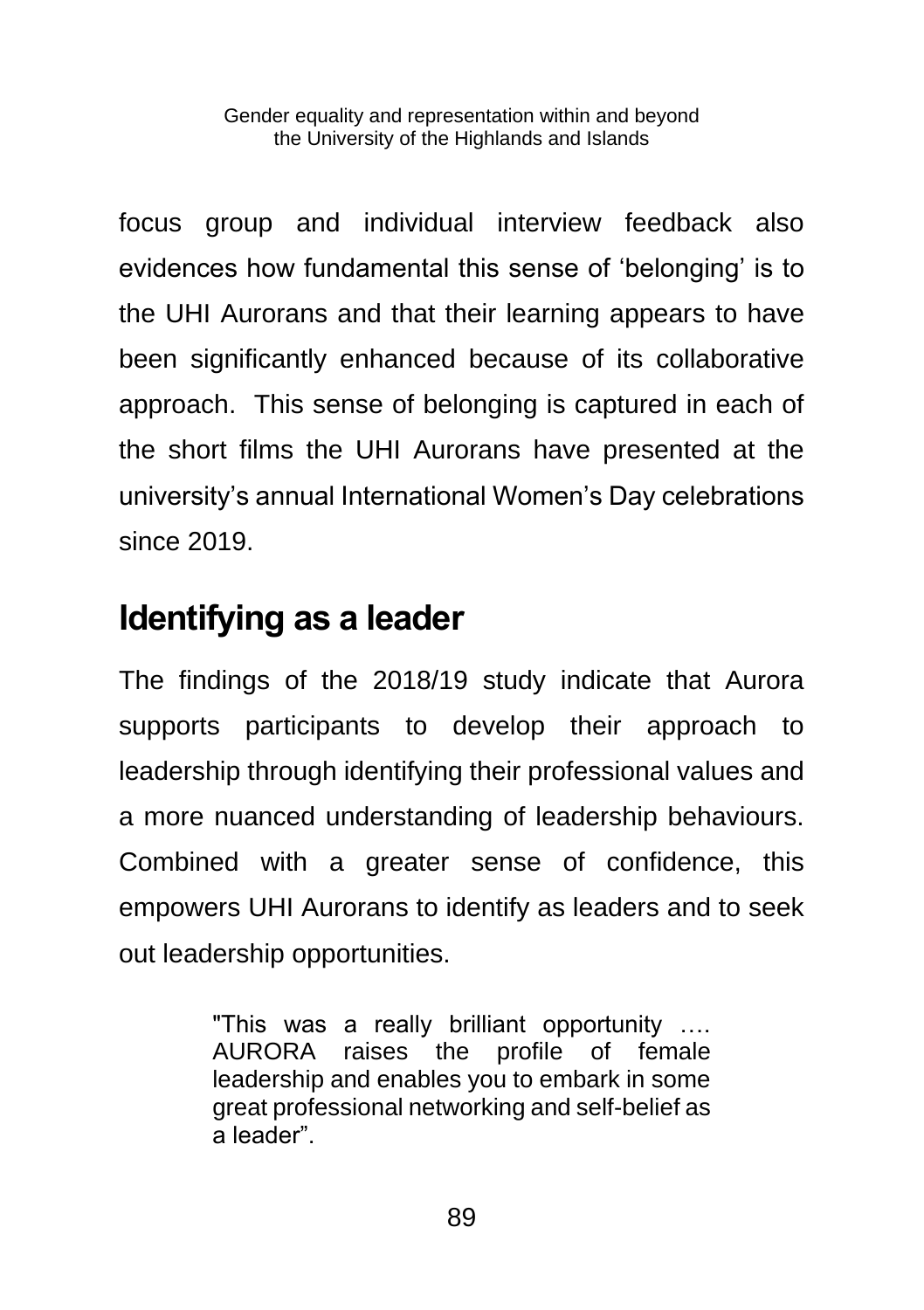focus group and individual interview feedback also evidences how fundamental this sense of 'belonging' is to the UHI Aurorans and that their learning appears to have been significantly enhanced because of its collaborative approach. This sense of belonging is captured in each of the short films the UHI Aurorans have presented at the university's annual International Women's Day celebrations since 2019.

## Identifying as a leader

The findings of the 2018/19 study indicate that Aurora supports participants to develop their approach to leadership through identifying their professional values and a more nuanced understanding of leadership behaviours. Combined with a greater sense of confidence, this empowers UHI Aurorans to identify as leaders and to seek out leadership opportunities.

> "This was a really brilliant opportunity …. AURORA raises the profile of female leadership and enables you to embark in some great professional networking and self-belief as a leader".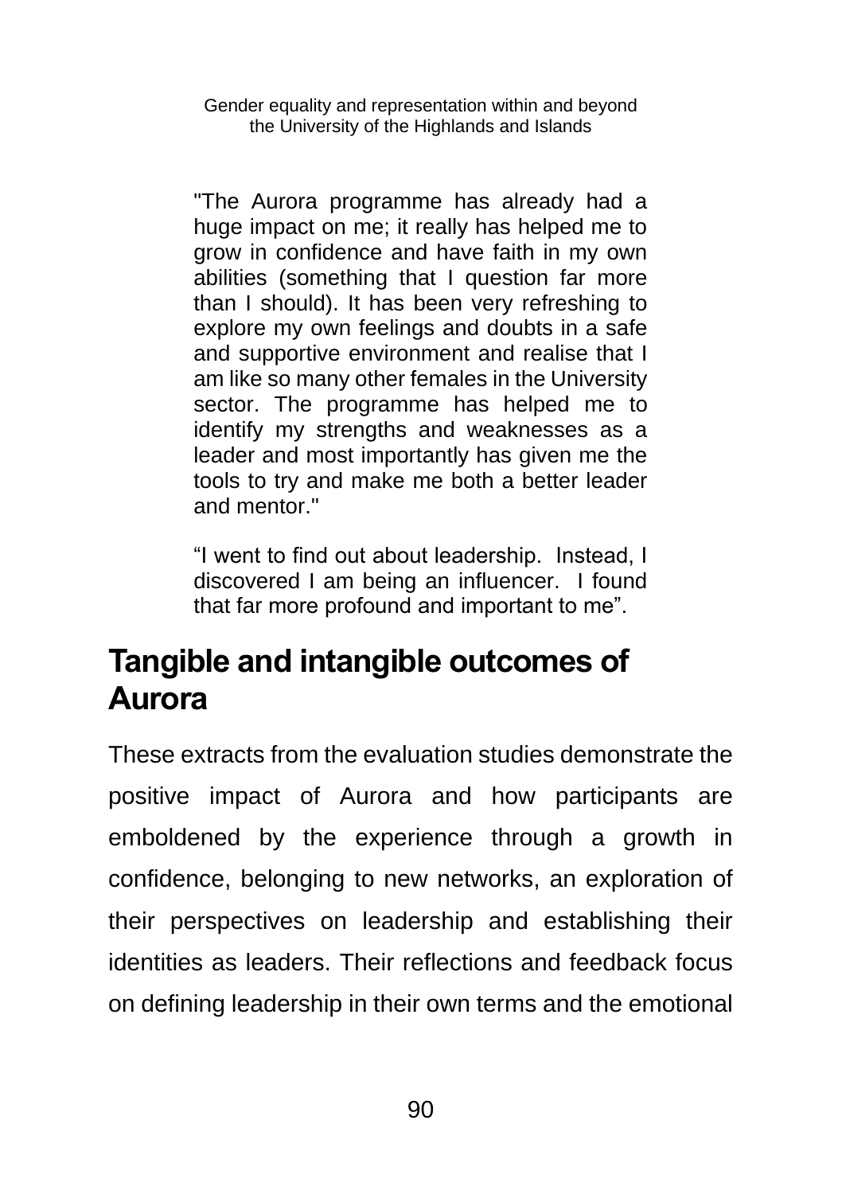> "The Aurora programme has already had a huge impact on me; it really has helped me to grow in confidence and have faith in my own abilities (something that I question far more than I should). It has been very refreshing to explore my own feelings and doubts in a safe and supportive environment and realise that I am like so many other females in the University sector. The programme has helped me to identify my strengths and weaknesses as a leader and most importantly has given me the tools to try and make me both a better leader and mentor."
>
> "I went to find out about leadership. Instead, I discovered I am being an influencer. I found that far more profound and important to me".

## Tangible and intangible outcomes of Aurora

These extracts from the evaluation studies demonstrate the positive impact of Aurora and how participants are emboldened by the experience through a growth in confidence, belonging to new networks, an exploration of their perspectives on leadership and establishing their identities as leaders. Their reflections and feedback focus on defining leadership in their own terms and the emotional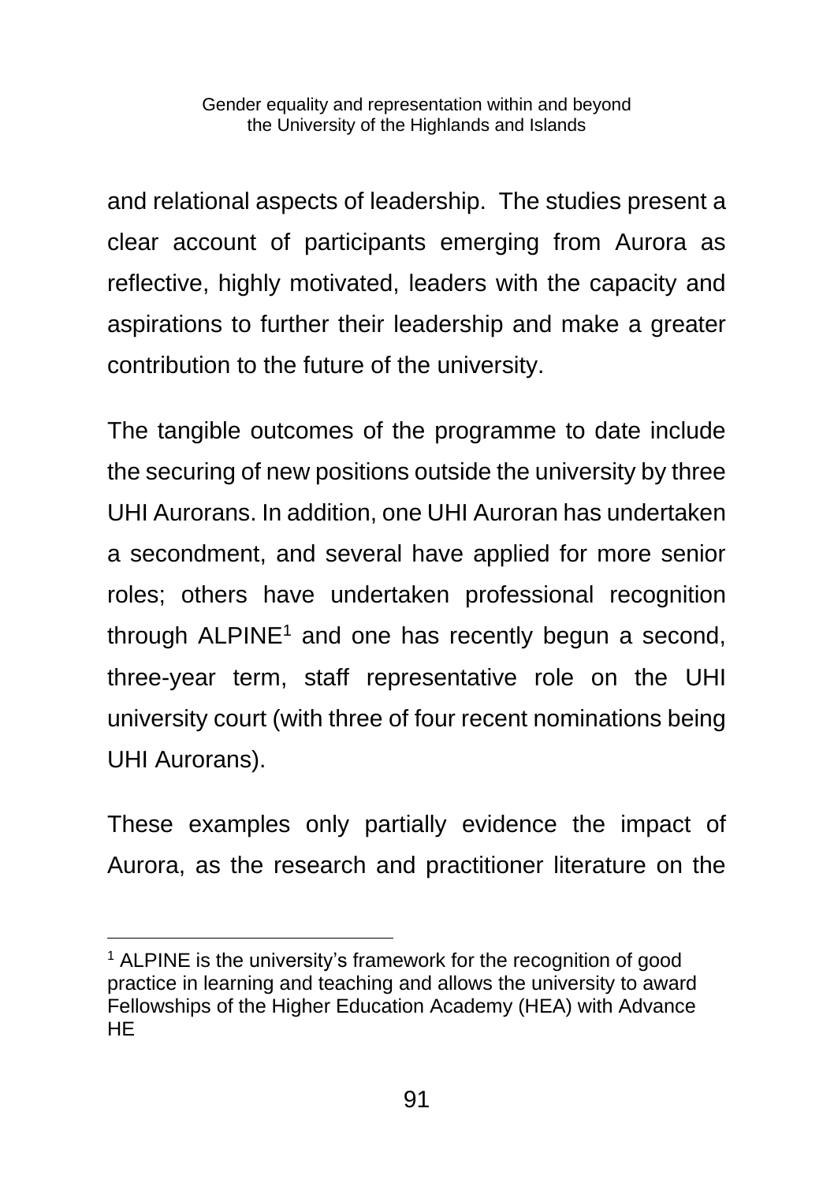and relational aspects of leadership.  The studies present a clear account of participants emerging from Aurora as reflective, highly motivated, leaders with the capacity and aspirations to further their leadership and make a greater contribution to the future of the university.

The tangible outcomes of the programme to date include the securing of new positions outside the university by three UHI Aurorans. In addition, one UHI Auroran has undertaken a secondment, and several have applied for more senior roles; others have undertaken professional recognition through ALPINE[1] and one has recently begun a second, three-year term, staff representative role on the UHI university court (with three of four recent nominations being UHI Aurorans).

These examples only partially evidence the impact of Aurora, as the research and practitioner literature on the

---

[1] ALPINE is the university's framework for the recognition of good practice in learning and teaching and allows the university to award Fellowships of the Higher Education Academy (HEA) with Advance HE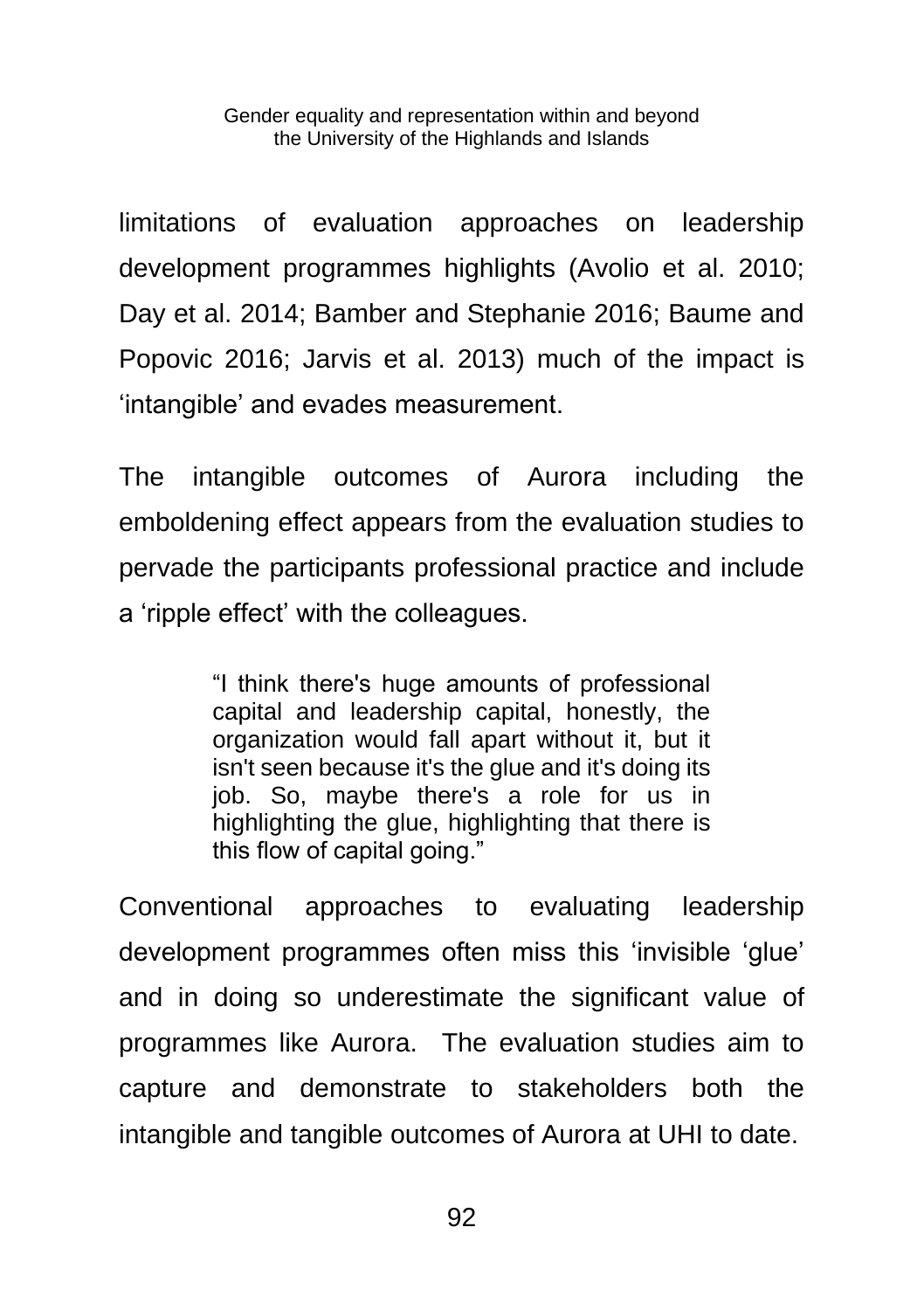limitations of evaluation approaches on leadership development programmes highlights (Avolio et al. 2010; Day et al. 2014; Bamber and Stephanie 2016; Baume and Popovic 2016; Jarvis et al. 2013) much of the impact is 'intangible' and evades measurement.

The intangible outcomes of Aurora including the emboldening effect appears from the evaluation studies to pervade the participants professional practice and include a 'ripple effect' with the colleagues.

> "I think there's huge amounts of professional capital and leadership capital, honestly, the organization would fall apart without it, but it isn't seen because it's the glue and it's doing its job. So, maybe there's a role for us in highlighting the glue, highlighting that there is this flow of capital going."

Conventional approaches to evaluating leadership development programmes often miss this 'invisible 'glue' and in doing so underestimate the significant value of programmes like Aurora. The evaluation studies aim to capture and demonstrate to stakeholders both the intangible and tangible outcomes of Aurora at UHI to date.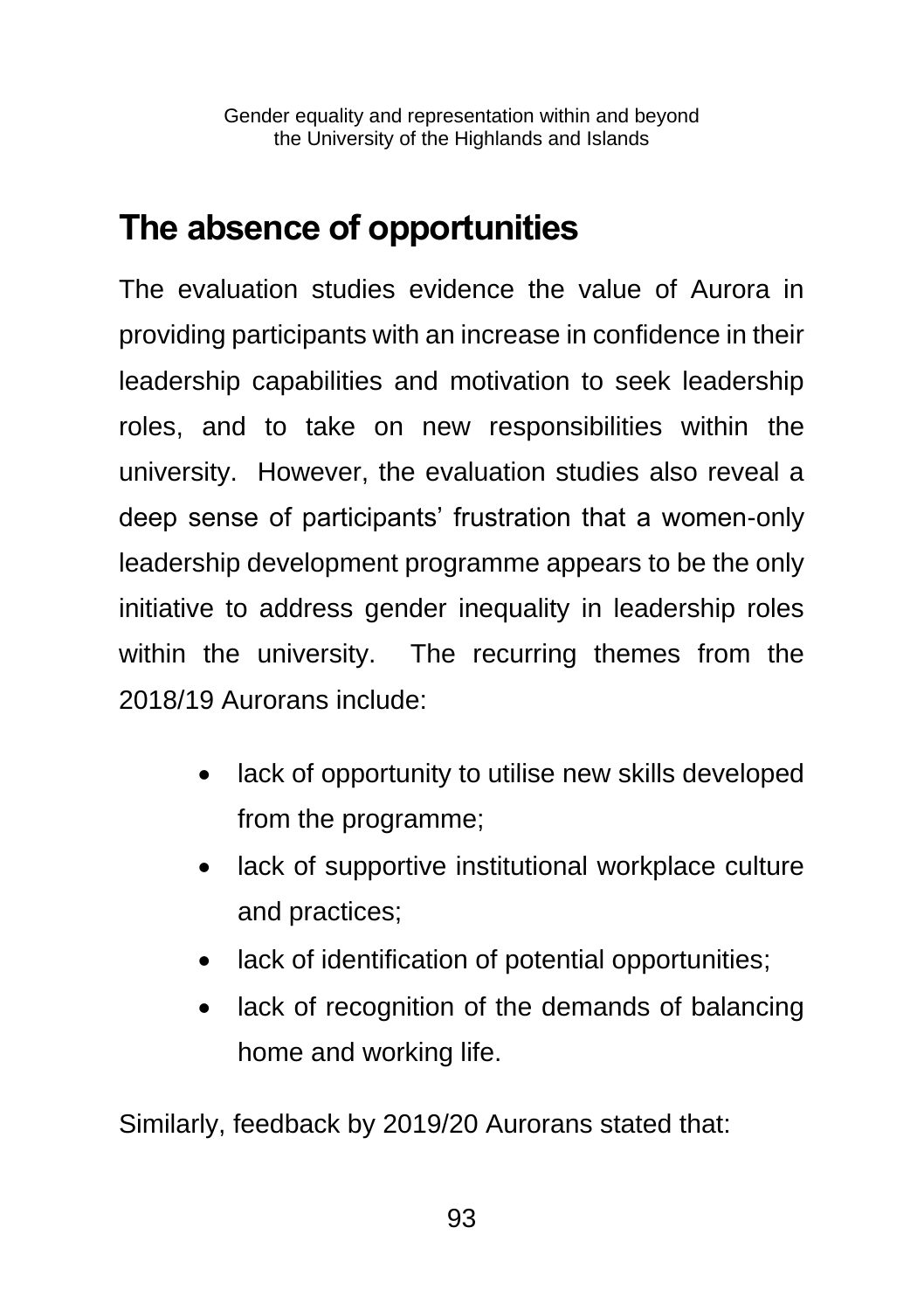## The absence of opportunities

The evaluation studies evidence the value of Aurora in providing participants with an increase in confidence in their leadership capabilities and motivation to seek leadership roles, and to take on new responsibilities within the university. However, the evaluation studies also reveal a deep sense of participants' frustration that a women-only leadership development programme appears to be the only initiative to address gender inequality in leadership roles within the university. The recurring themes from the 2018/19 Aurorans include:

- lack of opportunity to utilise new skills developed from the programme;
- lack of supportive institutional workplace culture and practices;
- lack of identification of potential opportunities;
- lack of recognition of the demands of balancing home and working life.

Similarly, feedback by 2019/20 Aurorans stated that: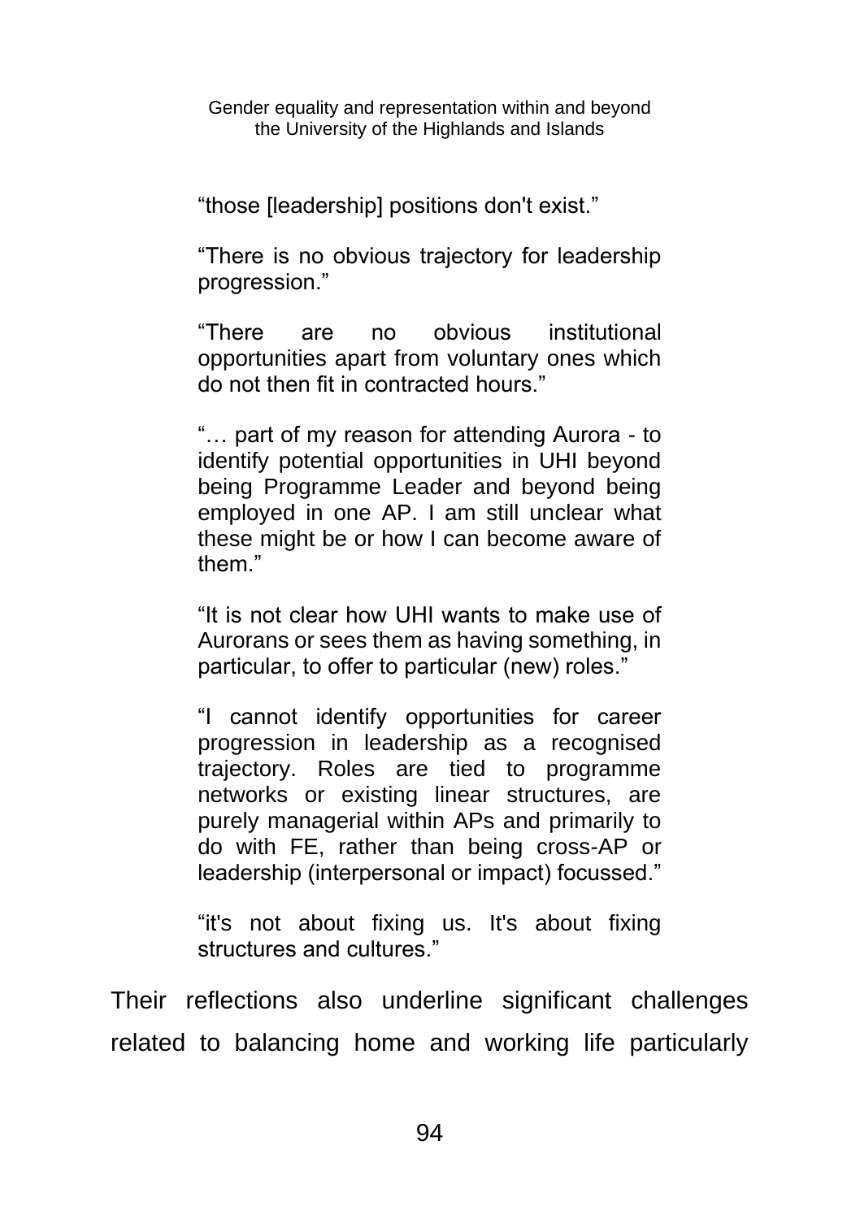> "those [leadership] positions don't exist."
>
> "There is no obvious trajectory for leadership progression."
>
> "There are no obvious institutional opportunities apart from voluntary ones which do not then fit in contracted hours."
>
> "… part of my reason for attending Aurora - to identify potential opportunities in UHI beyond being Programme Leader and beyond being employed in one AP. I am still unclear what these might be or how I can become aware of them."
>
> "It is not clear how UHI wants to make use of Aurorans or sees them as having something, in particular, to offer to particular (new) roles."
>
> "I cannot identify opportunities for career progression in leadership as a recognised trajectory. Roles are tied to programme networks or existing linear structures, are purely managerial within APs and primarily to do with FE, rather than being cross-AP or leadership (interpersonal or impact) focussed."
>
> "it's not about fixing us. It's about fixing structures and cultures."

Their reflections also underline significant challenges related to balancing home and working life particularly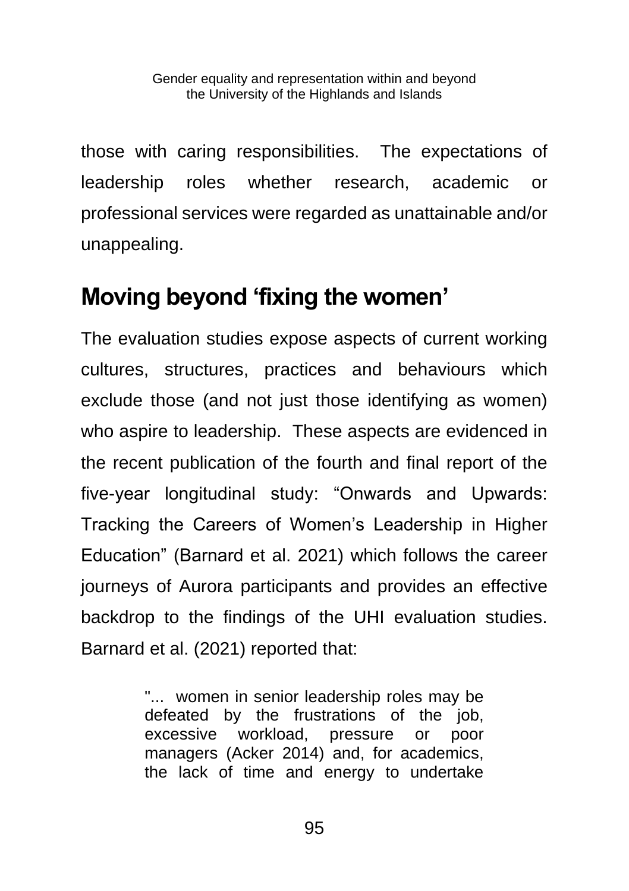those with caring responsibilities. The expectations of leadership roles whether research, academic or professional services were regarded as unattainable and/or unappealing.

## Moving beyond 'fixing the women'

The evaluation studies expose aspects of current working cultures, structures, practices and behaviours which exclude those (and not just those identifying as women) who aspire to leadership. These aspects are evidenced in the recent publication of the fourth and final report of the five-year longitudinal study: "Onwards and Upwards: Tracking the Careers of Women's Leadership in Higher Education" (Barnard et al. 2021) which follows the career journeys of Aurora participants and provides an effective backdrop to the findings of the UHI evaluation studies. Barnard et al. (2021) reported that:

> "... women in senior leadership roles may be defeated by the frustrations of the job, excessive workload, pressure or poor managers (Acker 2014) and, for academics, the lack of time and energy to undertake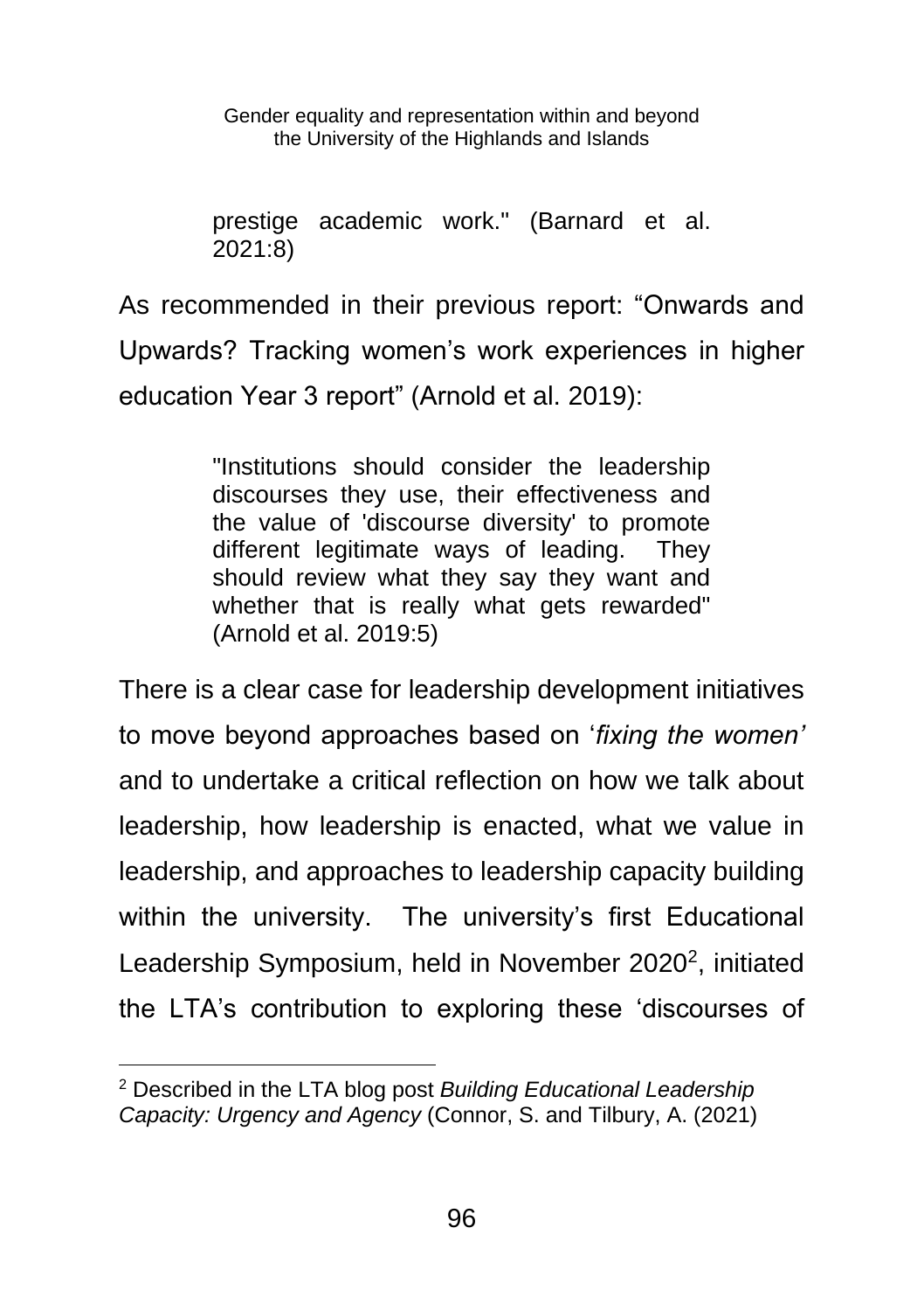> prestige academic work." (Barnard et al. 2021:8)

As recommended in their previous report: “Onwards and Upwards? Tracking women’s work experiences in higher education Year 3 report” (Arnold et al. 2019):

> "Institutions should consider the leadership discourses they use, their effectiveness and the value of 'discourse diversity' to promote different legitimate ways of leading. They should review what they say they want and whether that is really what gets rewarded" (Arnold et al. 2019:5)

There is a clear case for leadership development initiatives to move beyond approaches based on ‘*fixing the women’* and to undertake a critical reflection on how we talk about leadership, how leadership is enacted, what we value in leadership, and approaches to leadership capacity building within the university. The university’s first Educational Leadership Symposium, held in November 2020[2], initiated the LTA’s contribution to exploring these ‘discourses of

[2] Described in the LTA blog post *Building Educational Leadership Capacity: Urgency and Agency* (Connor, S. and Tilbury, A. (2021)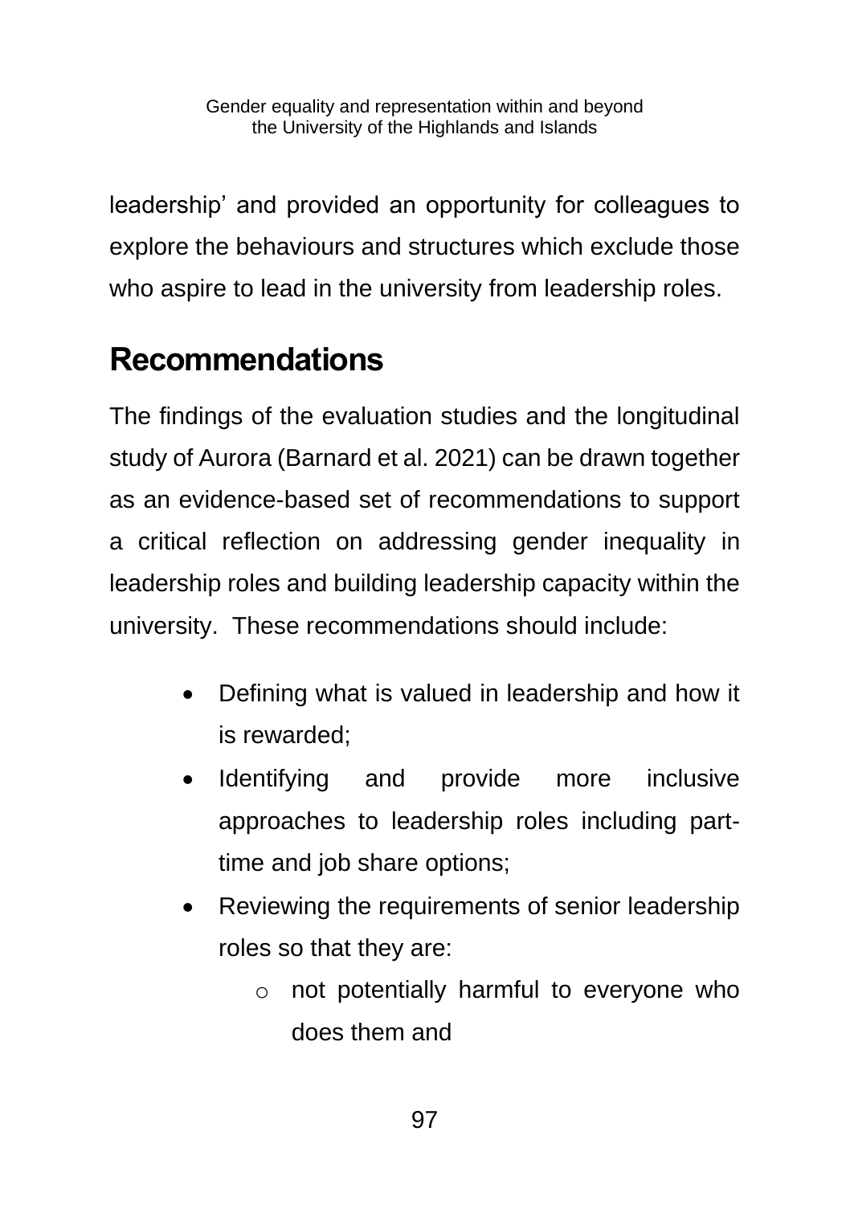leadership' and provided an opportunity for colleagues to explore the behaviours and structures which exclude those who aspire to lead in the university from leadership roles.

## Recommendations

The findings of the evaluation studies and the longitudinal study of Aurora (Barnard et al. 2021) can be drawn together as an evidence-based set of recommendations to support a critical reflection on addressing gender inequality in leadership roles and building leadership capacity within the university. These recommendations should include:

- Defining what is valued in leadership and how it is rewarded;
- Identifying and provide more inclusive approaches to leadership roles including part-time and job share options;
- Reviewing the requirements of senior leadership roles so that they are:
    - not potentially harmful to everyone who does them and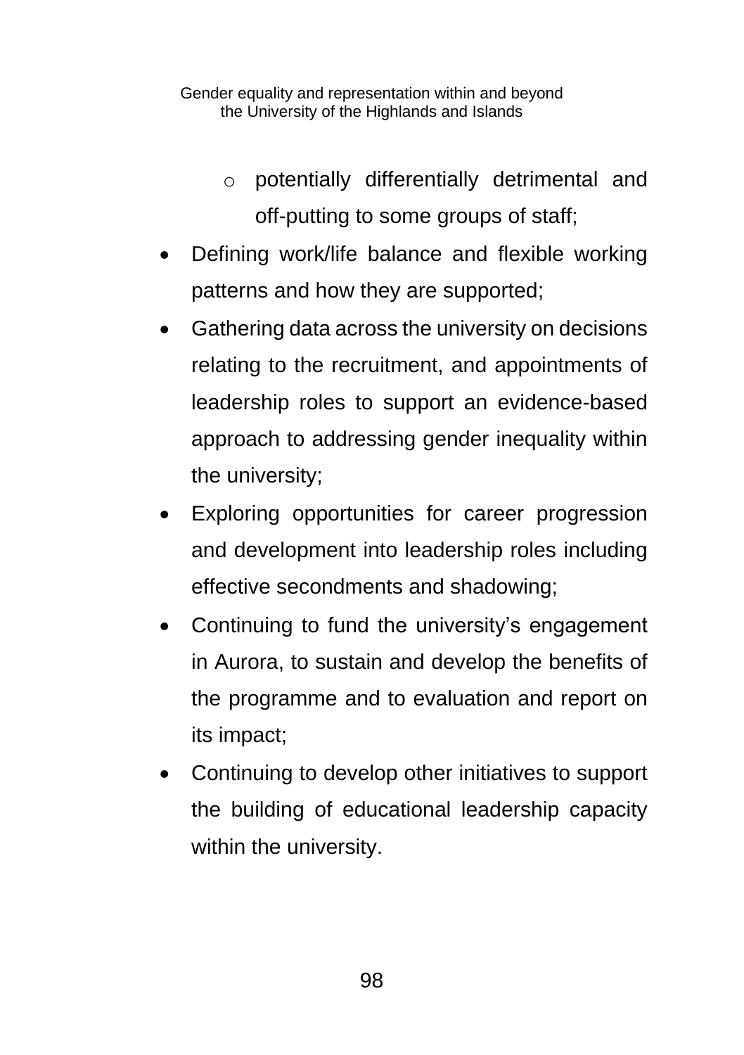- potentially differentially detrimental and off-putting to some groups of staff;
- Defining work/life balance and flexible working patterns and how they are supported;
- Gathering data across the university on decisions relating to the recruitment, and appointments of leadership roles to support an evidence-based approach to addressing gender inequality within the university;
- Exploring opportunities for career progression and development into leadership roles including effective secondments and shadowing;
- Continuing to fund the university's engagement in Aurora, to sustain and develop the benefits of the programme and to evaluation and report on its impact;
- Continuing to develop other initiatives to support the building of educational leadership capacity within the university.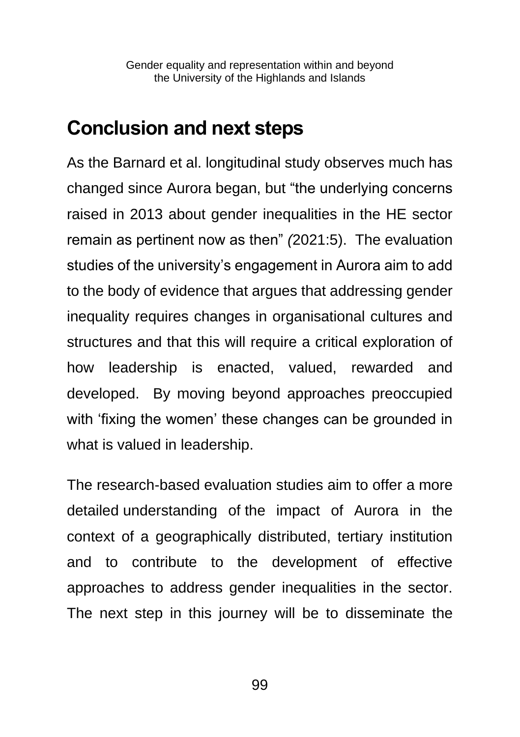## Conclusion and next steps

As the Barnard et al. longitudinal study observes much has changed since Aurora began, but “the underlying concerns raised in 2013 about gender inequalities in the HE sector remain as pertinent now as then” *(*2021:5). The evaluation studies of the university’s engagement in Aurora aim to add to the body of evidence that argues that addressing gender inequality requires changes in organisational cultures and structures and that this will require a critical exploration of how leadership is enacted, valued, rewarded and developed. By moving beyond approaches preoccupied with ‘fixing the women’ these changes can be grounded in what is valued in leadership.

The research-based evaluation studies aim to offer a more detailed understanding of the impact of Aurora in the context of a geographically distributed, tertiary institution and to contribute to the development of effective approaches to address gender inequalities in the sector. The next step in this journey will be to disseminate the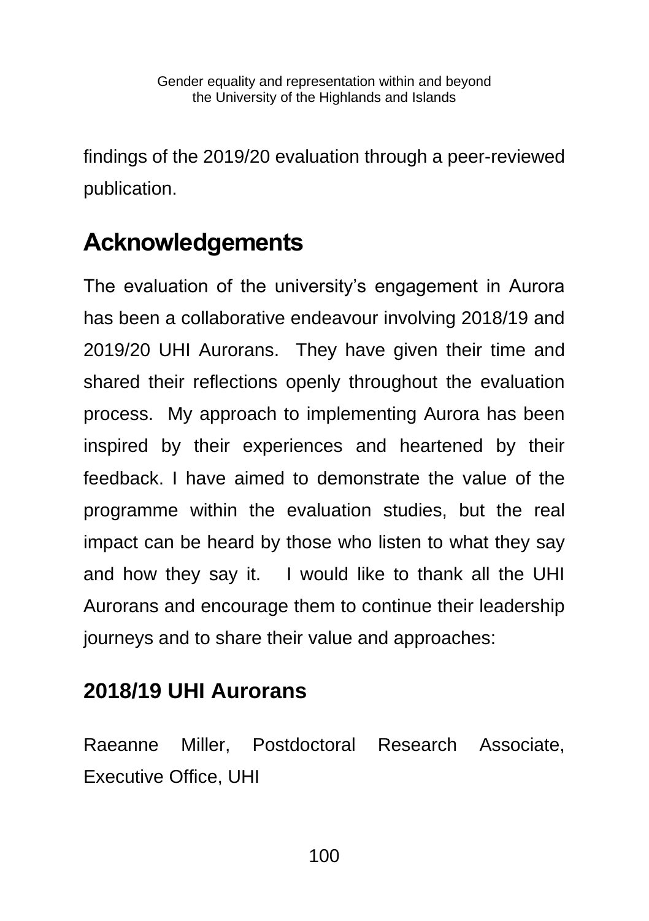findings of the 2019/20 evaluation through a peer-reviewed publication.

## Acknowledgements

The evaluation of the university's engagement in Aurora has been a collaborative endeavour involving 2018/19 and 2019/20 UHI Aurorans. They have given their time and shared their reflections openly throughout the evaluation process. My approach to implementing Aurora has been inspired by their experiences and heartened by their feedback. I have aimed to demonstrate the value of the programme within the evaluation studies, but the real impact can be heard by those who listen to what they say and how they say it. I would like to thank all the UHI Aurorans and encourage them to continue their leadership journeys and to share their value and approaches:

### 2018/19 UHI Aurorans

Raeanne Miller, Postdoctoral Research Associate, Executive Office, UHI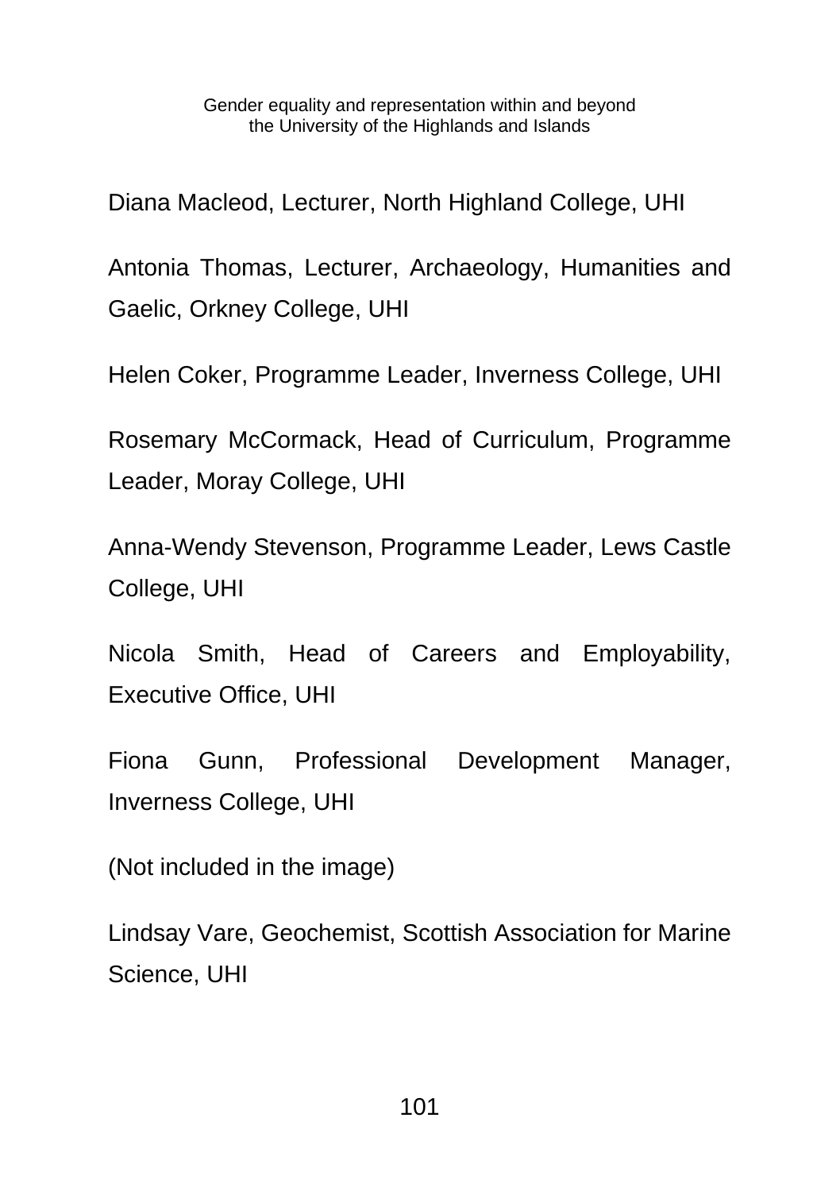Diana Macleod, Lecturer, North Highland College, UHI

Antonia Thomas, Lecturer, Archaeology, Humanities and Gaelic, Orkney College, UHI

Helen Coker, Programme Leader, Inverness College, UHI

Rosemary McCormack, Head of Curriculum, Programme Leader, Moray College, UHI

Anna-Wendy Stevenson, Programme Leader, Lews Castle College, UHI

Nicola Smith, Head of Careers and Employability, Executive Office, UHI

Fiona Gunn, Professional Development Manager, Inverness College, UHI

(Not included in the image)

Lindsay Vare, Geochemist, Scottish Association for Marine Science, UHI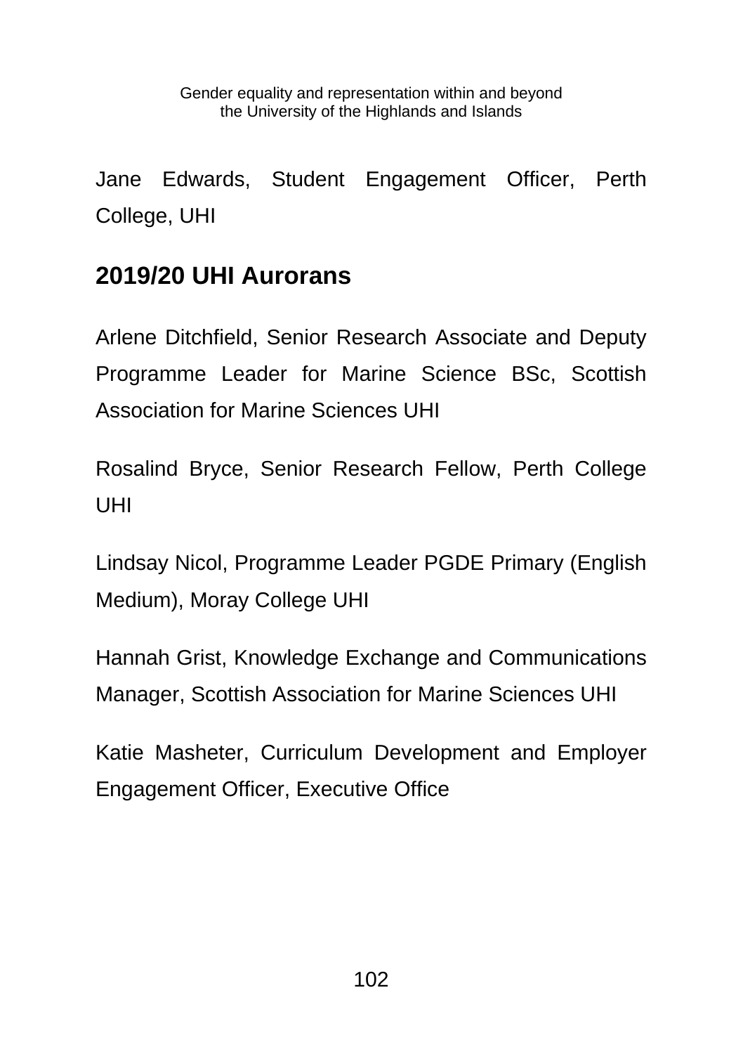Jane Edwards, Student Engagement Officer, Perth College, UHI

## 2019/20 UHI Aurorans

Arlene Ditchfield, Senior Research Associate and Deputy Programme Leader for Marine Science BSc, Scottish Association for Marine Sciences UHI

Rosalind Bryce, Senior Research Fellow, Perth College UHI

Lindsay Nicol, Programme Leader PGDE Primary (English Medium), Moray College UHI

Hannah Grist, Knowledge Exchange and Communications Manager, Scottish Association for Marine Sciences UHI

Katie Masheter, Curriculum Development and Employer Engagement Officer, Executive Office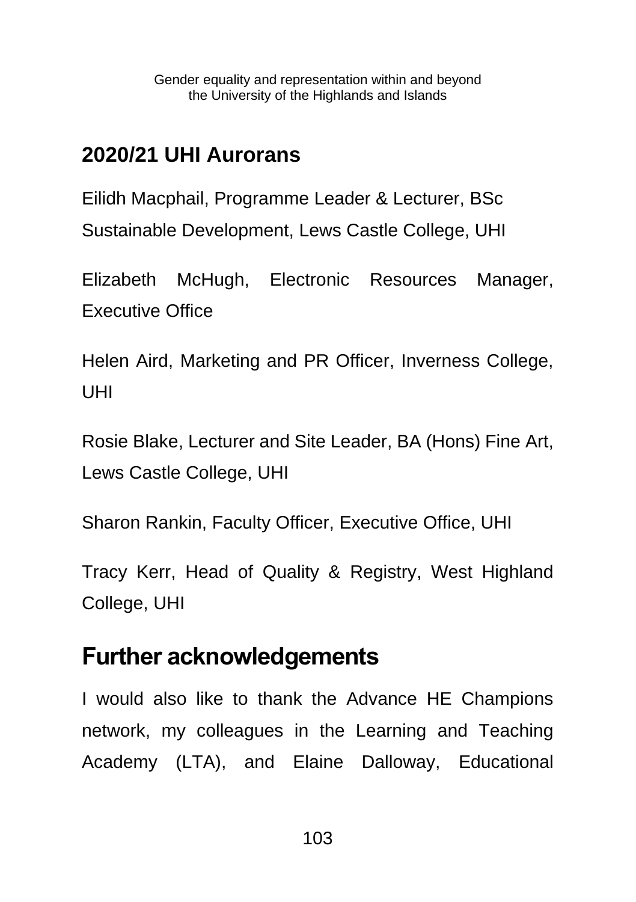## 2020/21 UHI Aurorans

Eilidh Macphail, Programme Leader & Lecturer, BSc Sustainable Development, Lews Castle College, UHI

Elizabeth McHugh, Electronic Resources Manager, Executive Office

Helen Aird, Marketing and PR Officer, Inverness College, UHI

Rosie Blake, Lecturer and Site Leader, BA (Hons) Fine Art, Lews Castle College, UHI

Sharon Rankin, Faculty Officer, Executive Office, UHI

Tracy Kerr, Head of Quality & Registry, West Highland College, UHI

## Further acknowledgements

I would also like to thank the Advance HE Champions network, my colleagues in the Learning and Teaching Academy (LTA), and Elaine Dalloway, Educational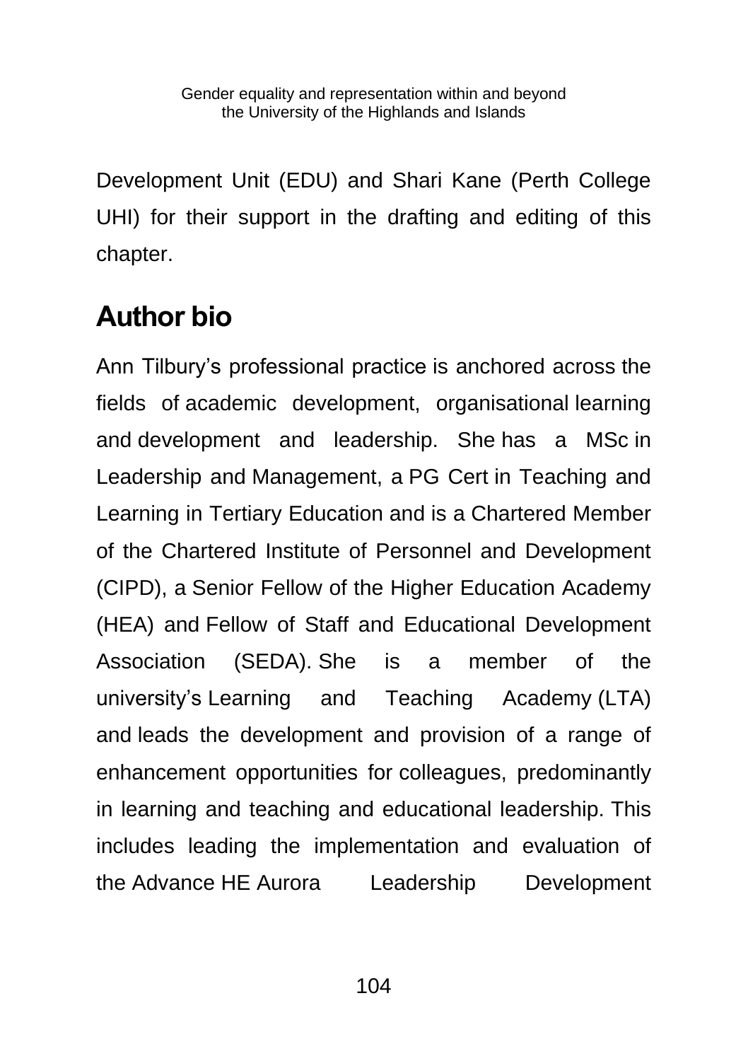Development Unit (EDU) and Shari Kane (Perth College UHI) for their support in the drafting and editing of this chapter.

## Author bio

Ann Tilbury's professional practice is anchored across the fields of academic development, organisational learning and development and leadership. She has a MSc in Leadership and Management, a PG Cert in Teaching and Learning in Tertiary Education and is a Chartered Member of the Chartered Institute of Personnel and Development (CIPD), a Senior Fellow of the Higher Education Academy (HEA) and Fellow of Staff and Educational Development Association (SEDA). She is a member of the university's Learning and Teaching Academy (LTA) and leads the development and provision of a range of enhancement opportunities for colleagues, predominantly in learning and teaching and educational leadership. This includes leading the implementation and evaluation of the Advance HE Aurora Leadership Development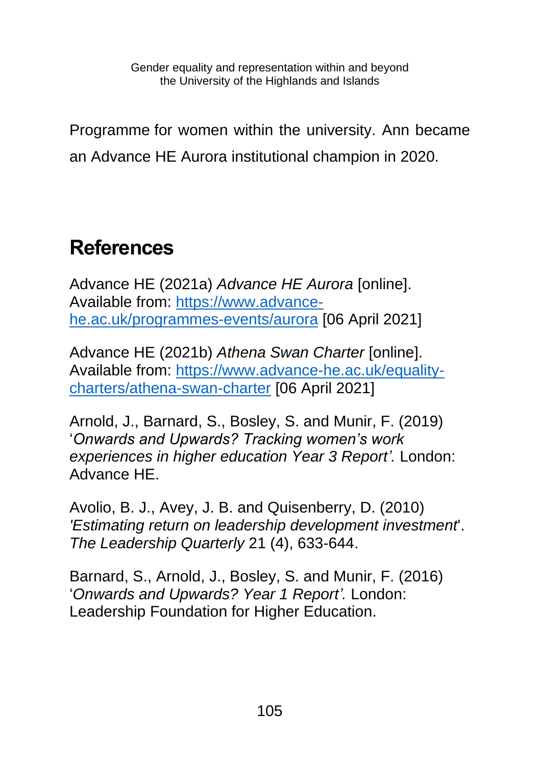Programme for women within the university. Ann became an Advance HE Aurora institutional champion in 2020.

## References

Advance HE (2021a) *Advance HE Aurora* [online]. Available from: https://www.advance-he.ac.uk/programmes-events/aurora [06 April 2021]

Advance HE (2021b) *Athena Swan Charter* [online]. Available from: https://www.advance-he.ac.uk/equality-charters/athena-swan-charter [06 April 2021]

Arnold, J., Barnard, S., Bosley, S. and Munir, F. (2019) '*Onwards and Upwards? Tracking women's work experiences in higher education Year 3 Report'.* London: Advance HE.

Avolio, B. J., Avey, J. B. and Quisenberry, D. (2010) *'Estimating return on leadership development investment*'. *The Leadership Quarterly* 21 (4), 633-644.

Barnard, S., Arnold, J., Bosley, S. and Munir, F. (2016) '*Onwards and Upwards? Year 1 Report'.* London: Leadership Foundation for Higher Education.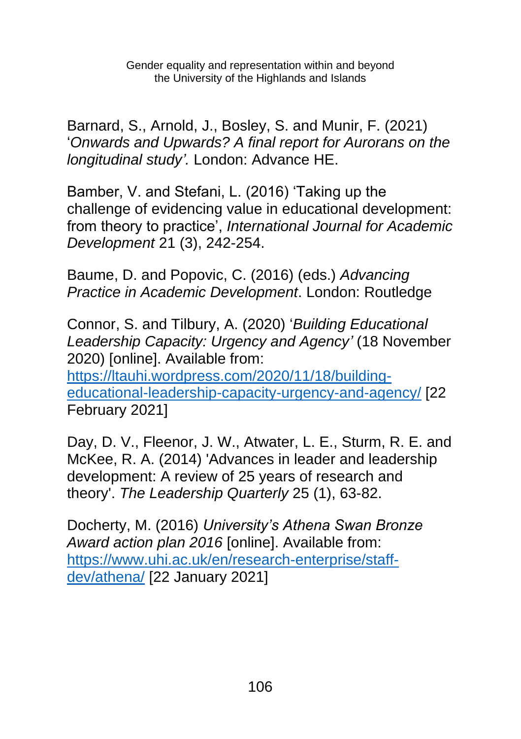Barnard, S., Arnold, J., Bosley, S. and Munir, F. (2021) '*Onwards and Upwards? A final report for Aurorans on the longitudinal study'.* London: Advance HE.

Bamber, V. and Stefani, L. (2016) 'Taking up the challenge of evidencing value in educational development: from theory to practice', *International Journal for Academic Development* 21 (3), 242-254.

Baume, D. and Popovic, C. (2016) (eds.) *Advancing Practice in Academic Development*. London: Routledge

Connor, S. and Tilbury, A. (2020) '*Building Educational Leadership Capacity: Urgency and Agency'* (18 November 2020) [online]. Available from: [https://ltauhi.wordpress.com/2020/11/18/building-educational-leadership-capacity-urgency-and-agency/](https://ltauhi.wordpress.com/2020/11/18/building-educational-leadership-capacity-urgency-and-agency/) [22 February 2021]

Day, D. V., Fleenor, J. W., Atwater, L. E., Sturm, R. E. and McKee, R. A. (2014) 'Advances in leader and leadership development: A review of 25 years of research and theory'. *The Leadership Quarterly* 25 (1), 63-82.

Docherty, M. (2016) *University's Athena Swan Bronze Award action plan 2016* [online]. Available from: [https://www.uhi.ac.uk/en/research-enterprise/staff-dev/athena/](https://www.uhi.ac.uk/en/research-enterprise/staff-dev/athena/) [22 January 2021]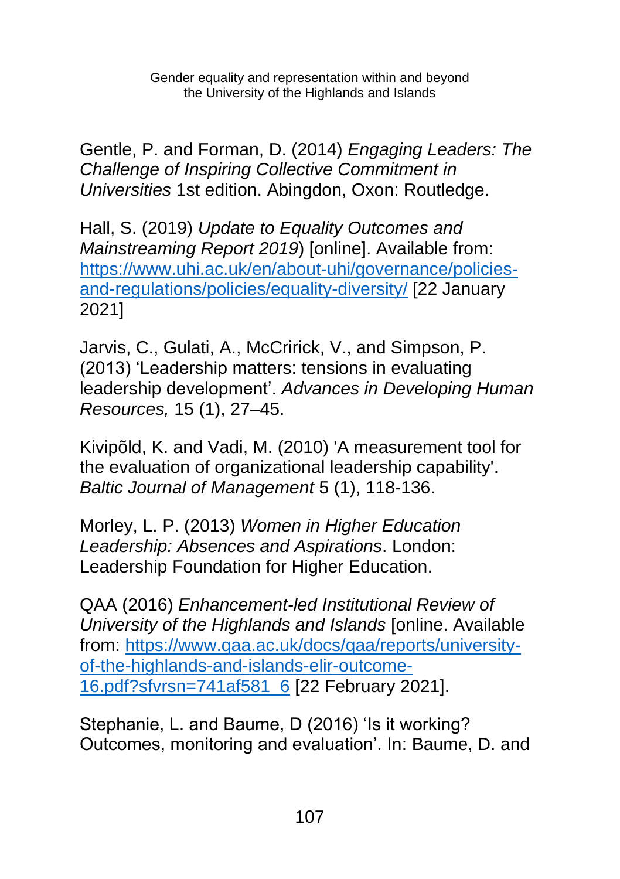Gentle, P. and Forman, D. (2014) *Engaging Leaders: The Challenge of Inspiring Collective Commitment in Universities* 1st edition. Abingdon, Oxon: Routledge.

Hall, S. (2019) *Update to Equality Outcomes and Mainstreaming Report 2019*) [online]. Available from: https://www.uhi.ac.uk/en/about-uhi/governance/policies-and-regulations/policies/equality-diversity/ [22 January 2021]

Jarvis, C., Gulati, A., McCririck, V., and Simpson, P. (2013) 'Leadership matters: tensions in evaluating leadership development'. *Advances in Developing Human Resources,* 15 (1), 27–45.

Kivipõld, K. and Vadi, M. (2010) 'A measurement tool for the evaluation of organizational leadership capability'. *Baltic Journal of Management* 5 (1), 118-136.

Morley, L. P. (2013) *Women in Higher Education Leadership: Absences and Aspirations*. London: Leadership Foundation for Higher Education.

QAA (2016) *Enhancement-led Institutional Review of University of the Highlands and Islands* [online. Available from: https://www.qaa.ac.uk/docs/qaa/reports/university-of-the-highlands-and-islands-elir-outcome-16.pdf?sfvrsn=741af581_6 [22 February 2021].

Stephanie, L. and Baume, D (2016) 'Is it working? Outcomes, monitoring and evaluation'. In: Baume, D. and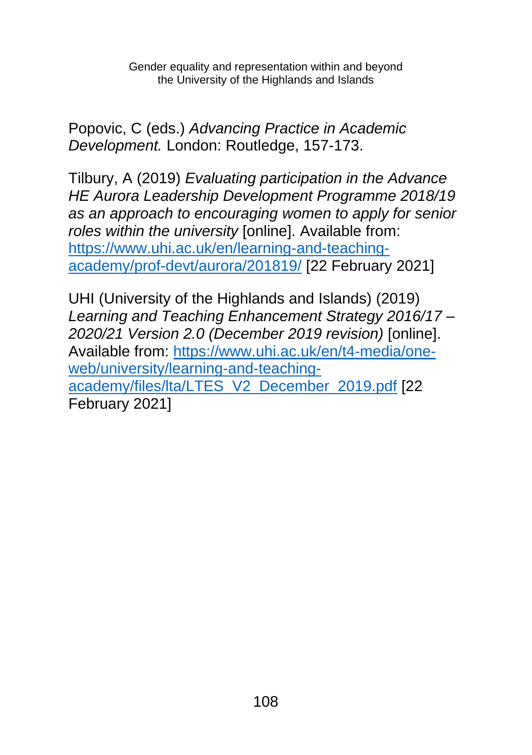Popovic, C (eds.) *Advancing Practice in Academic Development.* London: Routledge, 157-173.

Tilbury, A (2019) *Evaluating participation in the Advance HE Aurora Leadership Development Programme 2018/19 as an approach to encouraging women to apply for senior roles within the university* [online]. Available from: https://www.uhi.ac.uk/en/learning-and-teaching-academy/prof-devt/aurora/201819/ [22 February 2021]

UHI (University of the Highlands and Islands) (2019) *Learning and Teaching Enhancement Strategy 2016/17 – 2020/21 Version 2.0 (December 2019 revision)* [online]. Available from: https://www.uhi.ac.uk/en/t4-media/one-web/university/learning-and-teaching-academy/files/lta/LTES_V2_December_2019.pdf [22 February 2021]